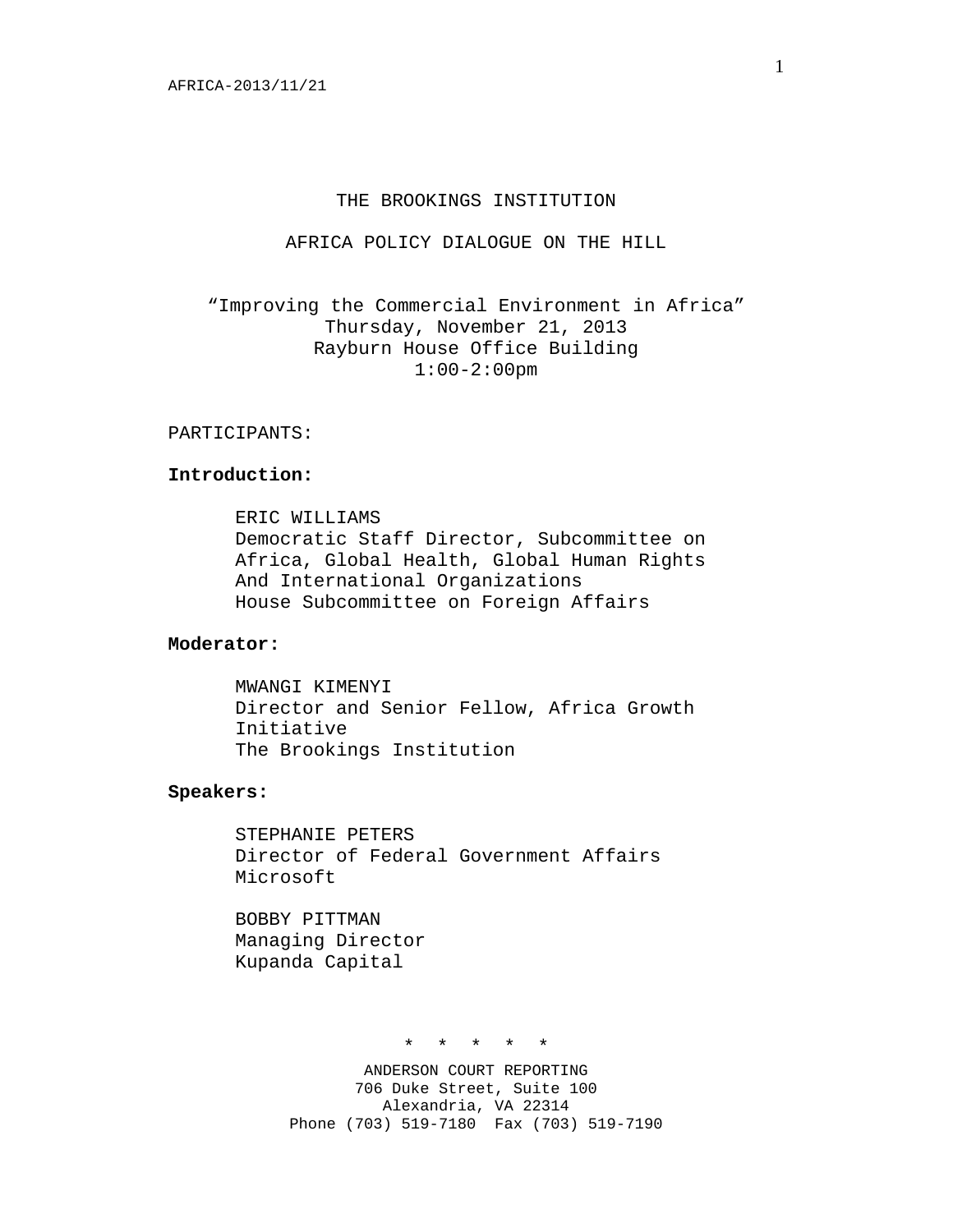# THE BROOKINGS INSTITUTION

## AFRICA POLICY DIALOGUE ON THE HILL

"Improving the Commercial Environment in Africa"
Thursday, November 21, 2013
Rayburn House Office Building
1:00-2:00pm

PARTICIPANTS:

**Introduction:**

ERIC WILLIAMS
Democratic Staff Director, Subcommittee on Africa, Global Health, Global Human Rights And International Organizations
House Subcommittee on Foreign Affairs

**Moderator:**

MWANGI KIMENYI
Director and Senior Fellow, Africa Growth Initiative
The Brookings Institution

**Speakers:**

STEPHANIE PETERS
Director of Federal Government Affairs
Microsoft

BOBBY PITTMAN
Managing Director
Kupanda Capital

\* \* \* \* \*

ANDERSON COURT REPORTING
706 Duke Street, Suite 100
Alexandria, VA 22314
Phone (703) 519-7180 Fax (703) 519-7190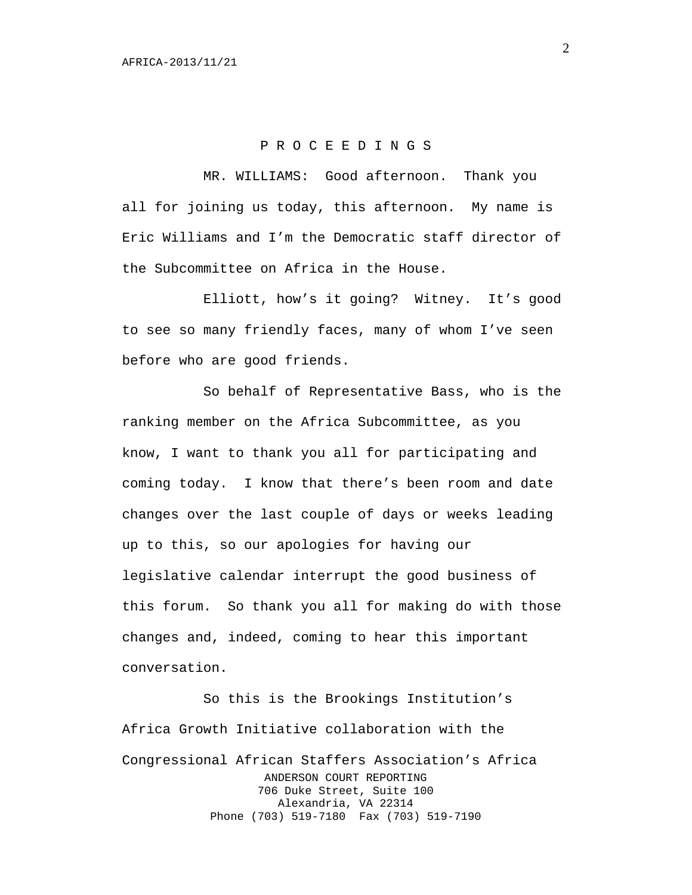P R O C E E D I N G S

MR. WILLIAMS: Good afternoon. Thank you all for joining us today, this afternoon. My name is Eric Williams and I'm the Democratic staff director of the Subcommittee on Africa in the House.

Elliott, how's it going? Witney. It's good to see so many friendly faces, many of whom I've seen before who are good friends.

So behalf of Representative Bass, who is the ranking member on the Africa Subcommittee, as you know, I want to thank you all for participating and coming today. I know that there's been room and date changes over the last couple of days or weeks leading up to this, so our apologies for having our legislative calendar interrupt the good business of this forum. So thank you all for making do with those changes and, indeed, coming to hear this important conversation.

So this is the Brookings Institution's Africa Growth Initiative collaboration with the Congressional African Staffers Association's Africa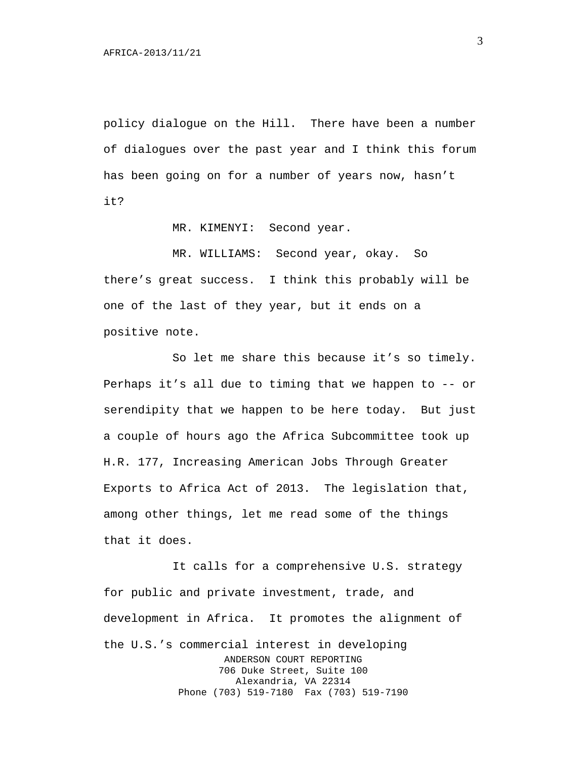policy dialogue on the Hill. There have been a number of dialogues over the past year and I think this forum has been going on for a number of years now, hasn't it?

MR. KIMENYI: Second year.

MR. WILLIAMS: Second year, okay. So there's great success. I think this probably will be one of the last of they year, but it ends on a positive note.

So let me share this because it's so timely. Perhaps it's all due to timing that we happen to -- or serendipity that we happen to be here today. But just a couple of hours ago the Africa Subcommittee took up H.R. 177, Increasing American Jobs Through Greater Exports to Africa Act of 2013. The legislation that, among other things, let me read some of the things that it does.

It calls for a comprehensive U.S. strategy for public and private investment, trade, and development in Africa. It promotes the alignment of the U.S.'s commercial interest in developing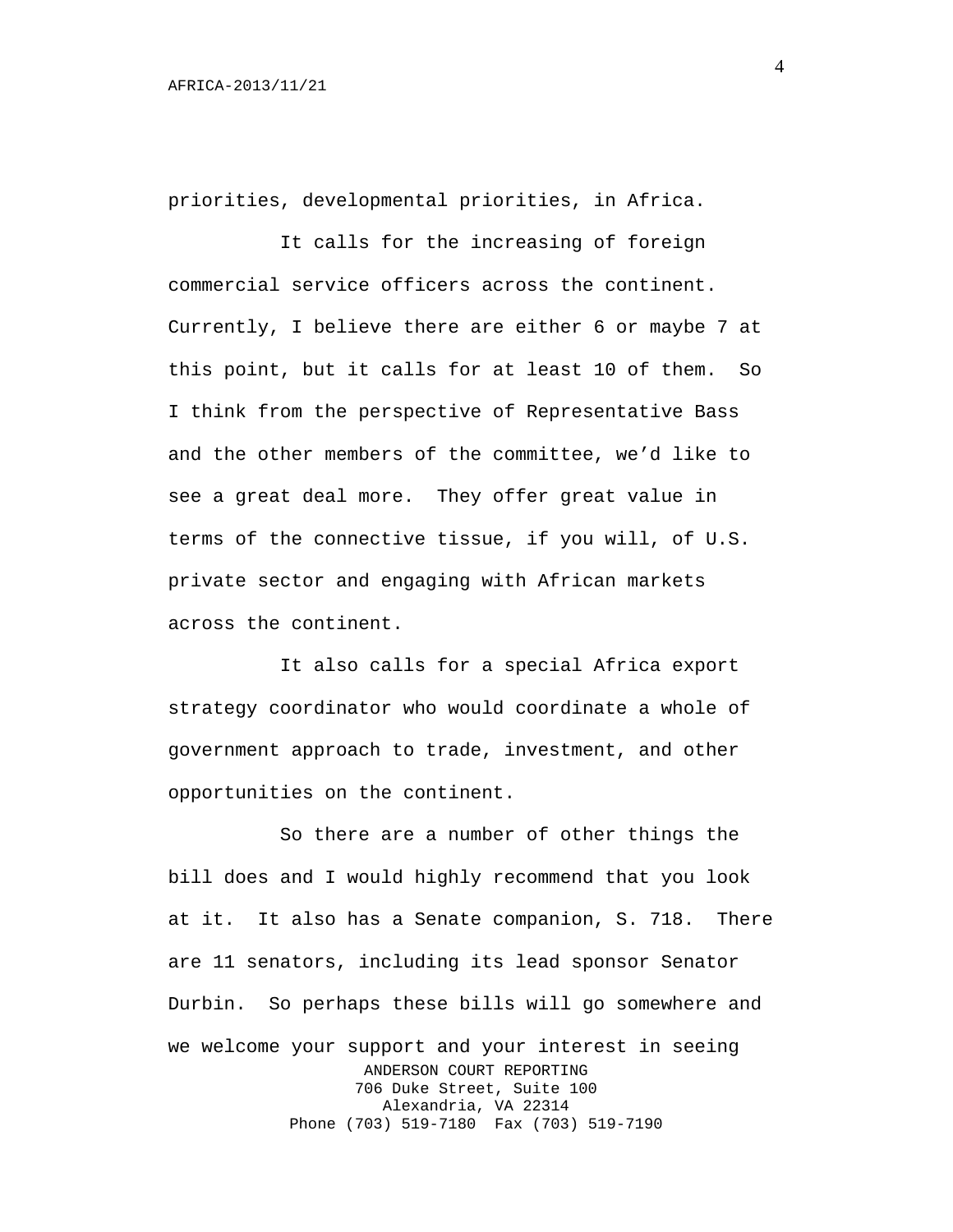priorities, developmental priorities, in Africa.

It calls for the increasing of foreign commercial service officers across the continent. Currently, I believe there are either 6 or maybe 7 at this point, but it calls for at least 10 of them. So I think from the perspective of Representative Bass and the other members of the committee, we'd like to see a great deal more. They offer great value in terms of the connective tissue, if you will, of U.S. private sector and engaging with African markets across the continent.

It also calls for a special Africa export strategy coordinator who would coordinate a whole of government approach to trade, investment, and other opportunities on the continent.

So there are a number of other things the bill does and I would highly recommend that you look at it. It also has a Senate companion, S. 718. There are 11 senators, including its lead sponsor Senator Durbin. So perhaps these bills will go somewhere and we welcome your support and your interest in seeing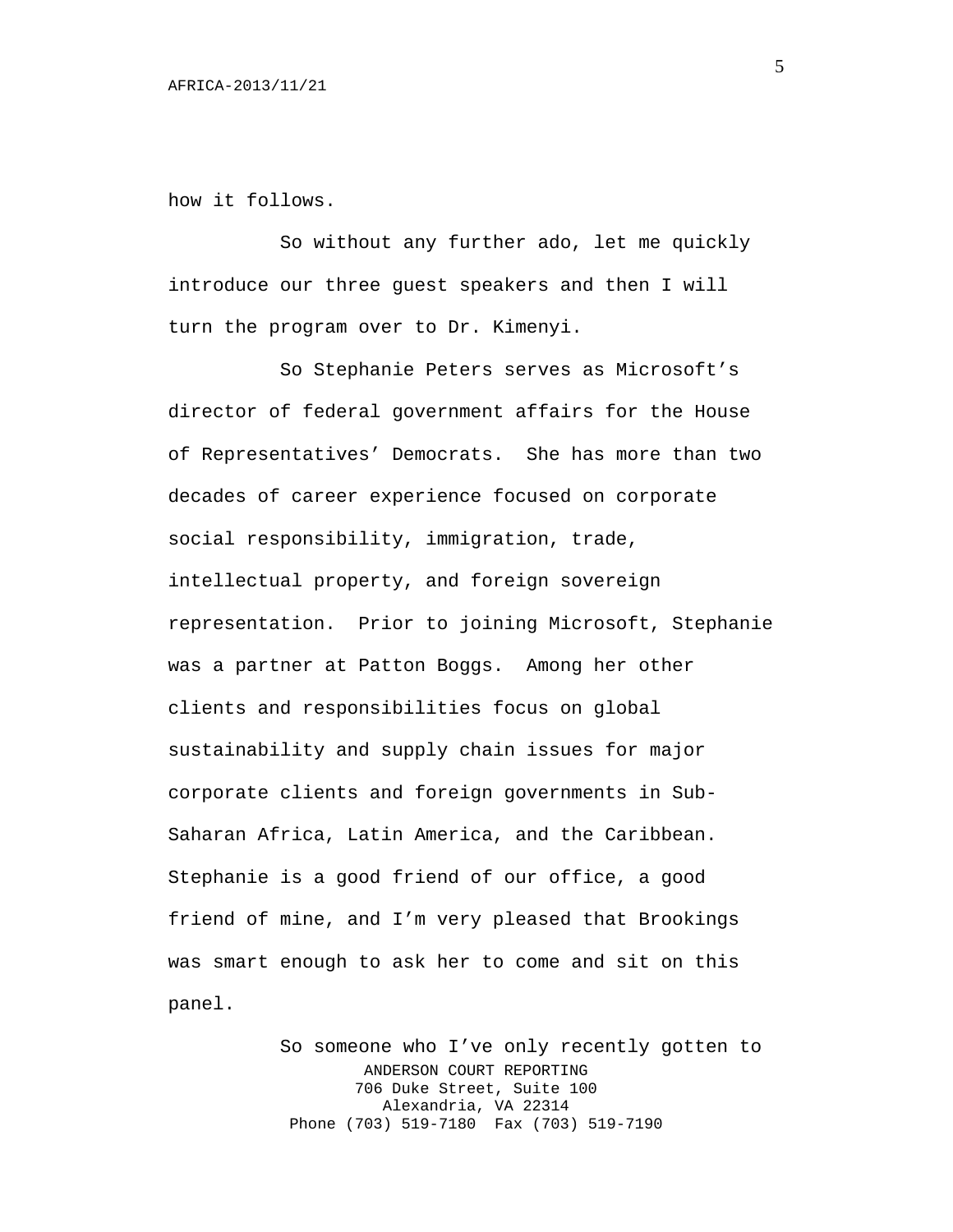how it follows.

So without any further ado, let me quickly introduce our three guest speakers and then I will turn the program over to Dr. Kimenyi.

So Stephanie Peters serves as Microsoft's director of federal government affairs for the House of Representatives' Democrats. She has more than two decades of career experience focused on corporate social responsibility, immigration, trade, intellectual property, and foreign sovereign representation. Prior to joining Microsoft, Stephanie was a partner at Patton Boggs. Among her other clients and responsibilities focus on global sustainability and supply chain issues for major corporate clients and foreign governments in Sub-Saharan Africa, Latin America, and the Caribbean. Stephanie is a good friend of our office, a good friend of mine, and I'm very pleased that Brookings was smart enough to ask her to come and sit on this panel.

So someone who I've only recently gotten to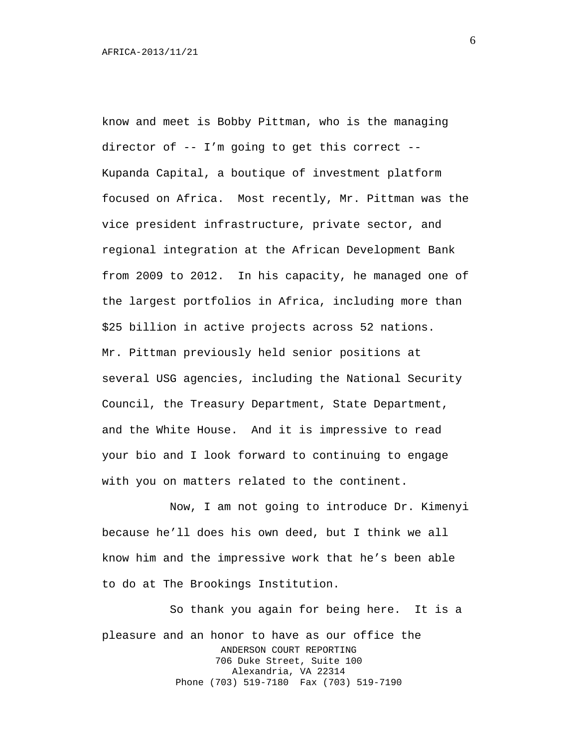know and meet is Bobby Pittman, who is the managing director of -- I'm going to get this correct -- Kupanda Capital, a boutique of investment platform focused on Africa. Most recently, Mr. Pittman was the vice president infrastructure, private sector, and regional integration at the African Development Bank from 2009 to 2012. In his capacity, he managed one of the largest portfolios in Africa, including more than $25 billion in active projects across 52 nations. Mr. Pittman previously held senior positions at several USG agencies, including the National Security Council, the Treasury Department, State Department, and the White House. And it is impressive to read your bio and I look forward to continuing to engage with you on matters related to the continent.

Now, I am not going to introduce Dr. Kimenyi because he'll does his own deed, but I think we all know him and the impressive work that he's been able to do at The Brookings Institution.

So thank you again for being here. It is a pleasure and an honor to have as our office the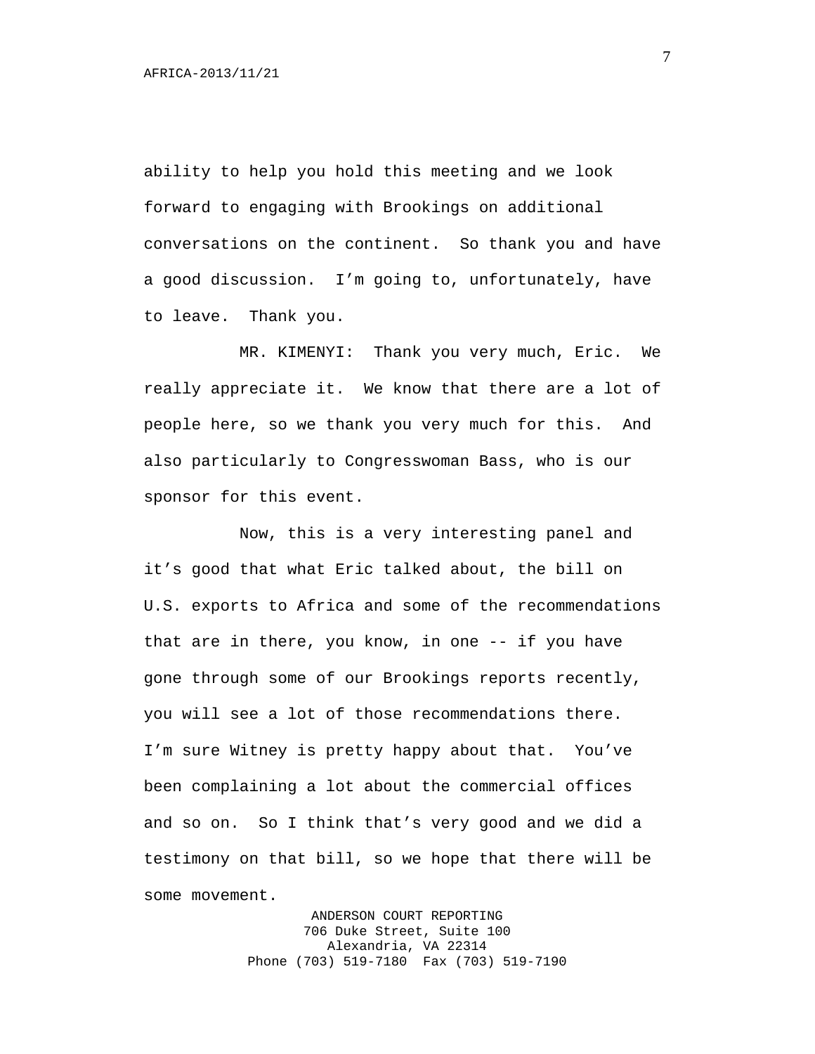ability to help you hold this meeting and we look forward to engaging with Brookings on additional conversations on the continent. So thank you and have a good discussion. I'm going to, unfortunately, have to leave. Thank you.

MR. KIMENYI: Thank you very much, Eric. We really appreciate it. We know that there are a lot of people here, so we thank you very much for this. And also particularly to Congresswoman Bass, who is our sponsor for this event.

Now, this is a very interesting panel and it's good that what Eric talked about, the bill on U.S. exports to Africa and some of the recommendations that are in there, you know, in one -- if you have gone through some of our Brookings reports recently, you will see a lot of those recommendations there. I'm sure Witney is pretty happy about that. You've been complaining a lot about the commercial offices and so on. So I think that's very good and we did a testimony on that bill, so we hope that there will be some movement.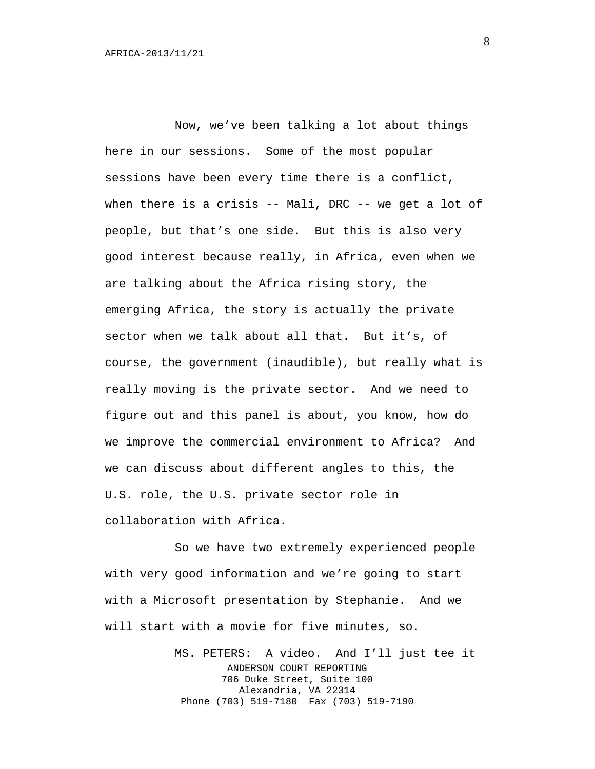Now, we've been talking a lot about things here in our sessions. Some of the most popular sessions have been every time there is a conflict, when there is a crisis -- Mali, DRC -- we get a lot of people, but that's one side. But this is also very good interest because really, in Africa, even when we are talking about the Africa rising story, the emerging Africa, the story is actually the private sector when we talk about all that. But it's, of course, the government (inaudible), but really what is really moving is the private sector. And we need to figure out and this panel is about, you know, how do we improve the commercial environment to Africa? And we can discuss about different angles to this, the U.S. role, the U.S. private sector role in collaboration with Africa.

So we have two extremely experienced people with very good information and we're going to start with a Microsoft presentation by Stephanie. And we will start with a movie for five minutes, so.

MS. PETERS: A video. And I'll just tee it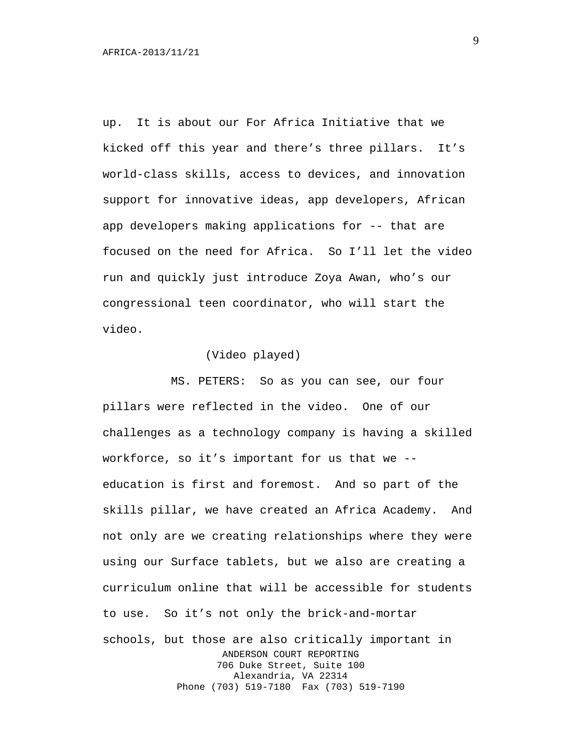up. It is about our For Africa Initiative that we kicked off this year and there's three pillars. It's world-class skills, access to devices, and innovation support for innovative ideas, app developers, African app developers making applications for -- that are focused on the need for Africa. So I'll let the video run and quickly just introduce Zoya Awan, who's our congressional teen coordinator, who will start the video.

(Video played)

MS. PETERS: So as you can see, our four pillars were reflected in the video. One of our challenges as a technology company is having a skilled workforce, so it's important for us that we -- education is first and foremost. And so part of the skills pillar, we have created an Africa Academy. And not only are we creating relationships where they were using our Surface tablets, but we also are creating a curriculum online that will be accessible for students to use. So it's not only the brick-and-mortar schools, but those are also critically important in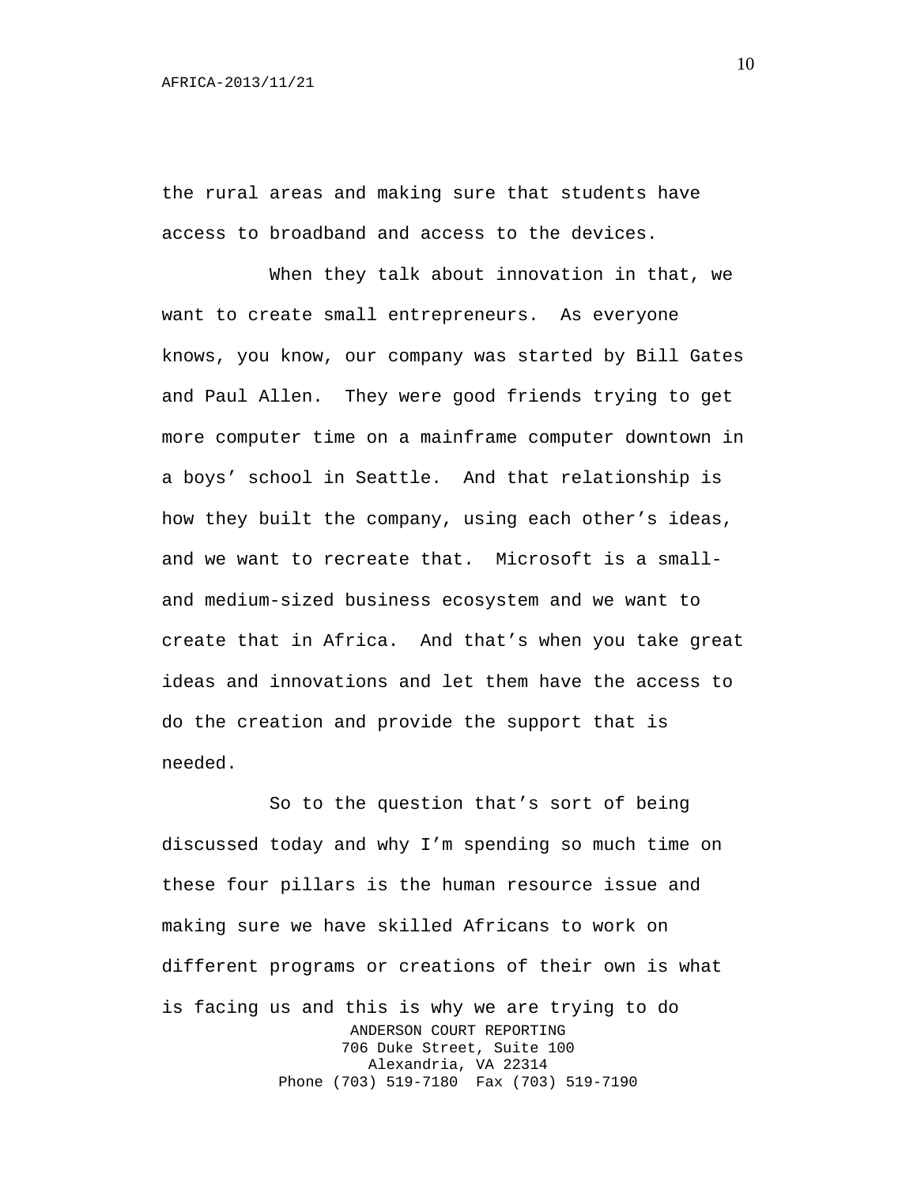the rural areas and making sure that students have access to broadband and access to the devices.

When they talk about innovation in that, we want to create small entrepreneurs. As everyone knows, you know, our company was started by Bill Gates and Paul Allen. They were good friends trying to get more computer time on a mainframe computer downtown in a boys' school in Seattle. And that relationship is how they built the company, using each other's ideas, and we want to recreate that. Microsoft is a small- and medium-sized business ecosystem and we want to create that in Africa. And that's when you take great ideas and innovations and let them have the access to do the creation and provide the support that is needed.

So to the question that's sort of being discussed today and why I'm spending so much time on these four pillars is the human resource issue and making sure we have skilled Africans to work on different programs or creations of their own is what is facing us and this is why we are trying to do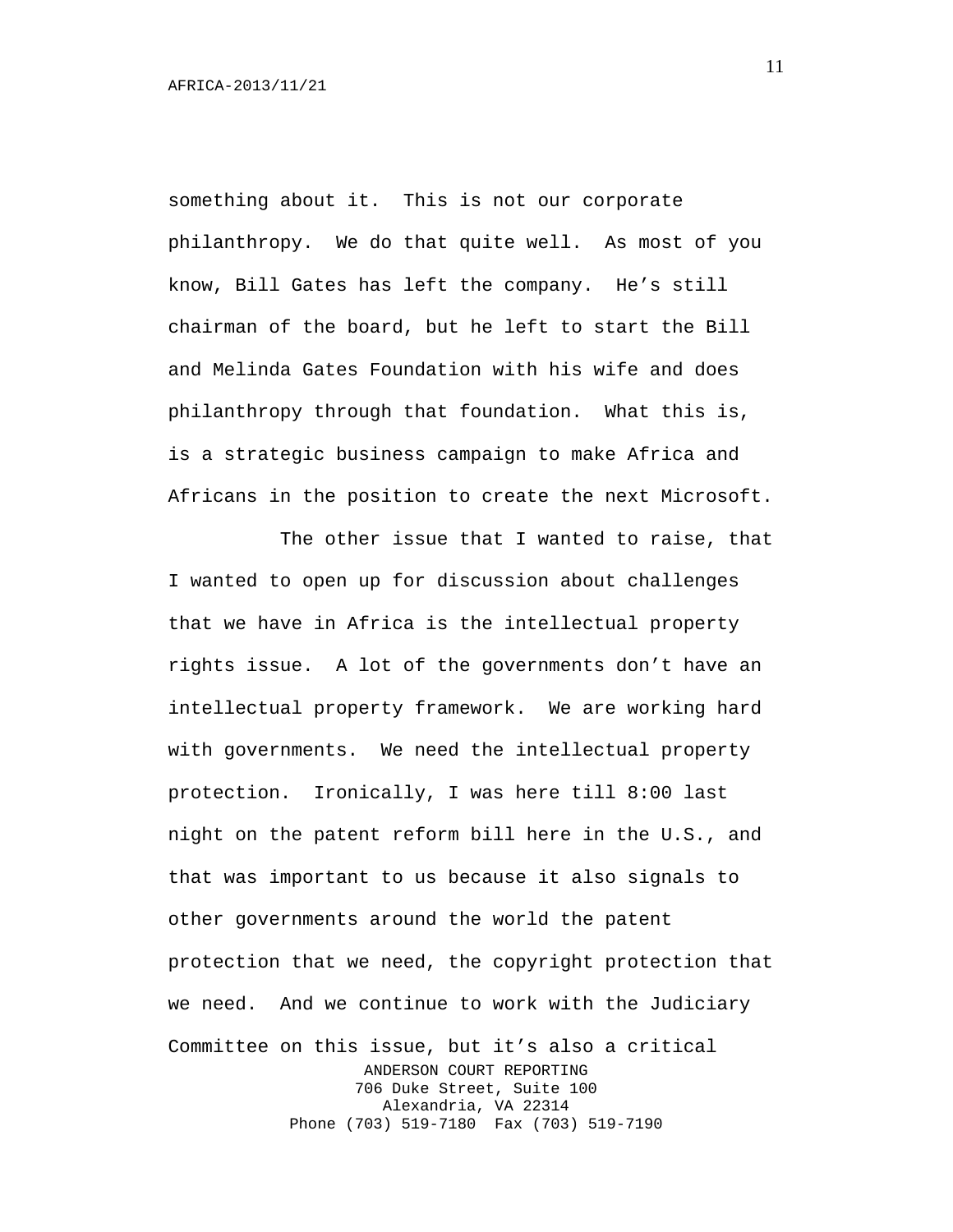something about it. This is not our corporate philanthropy. We do that quite well. As most of you know, Bill Gates has left the company. He's still chairman of the board, but he left to start the Bill and Melinda Gates Foundation with his wife and does philanthropy through that foundation. What this is, is a strategic business campaign to make Africa and Africans in the position to create the next Microsoft.

The other issue that I wanted to raise, that I wanted to open up for discussion about challenges that we have in Africa is the intellectual property rights issue. A lot of the governments don't have an intellectual property framework. We are working hard with governments. We need the intellectual property protection. Ironically, I was here till 8:00 last night on the patent reform bill here in the U.S., and that was important to us because it also signals to other governments around the world the patent protection that we need, the copyright protection that we need. And we continue to work with the Judiciary Committee on this issue, but it's also a critical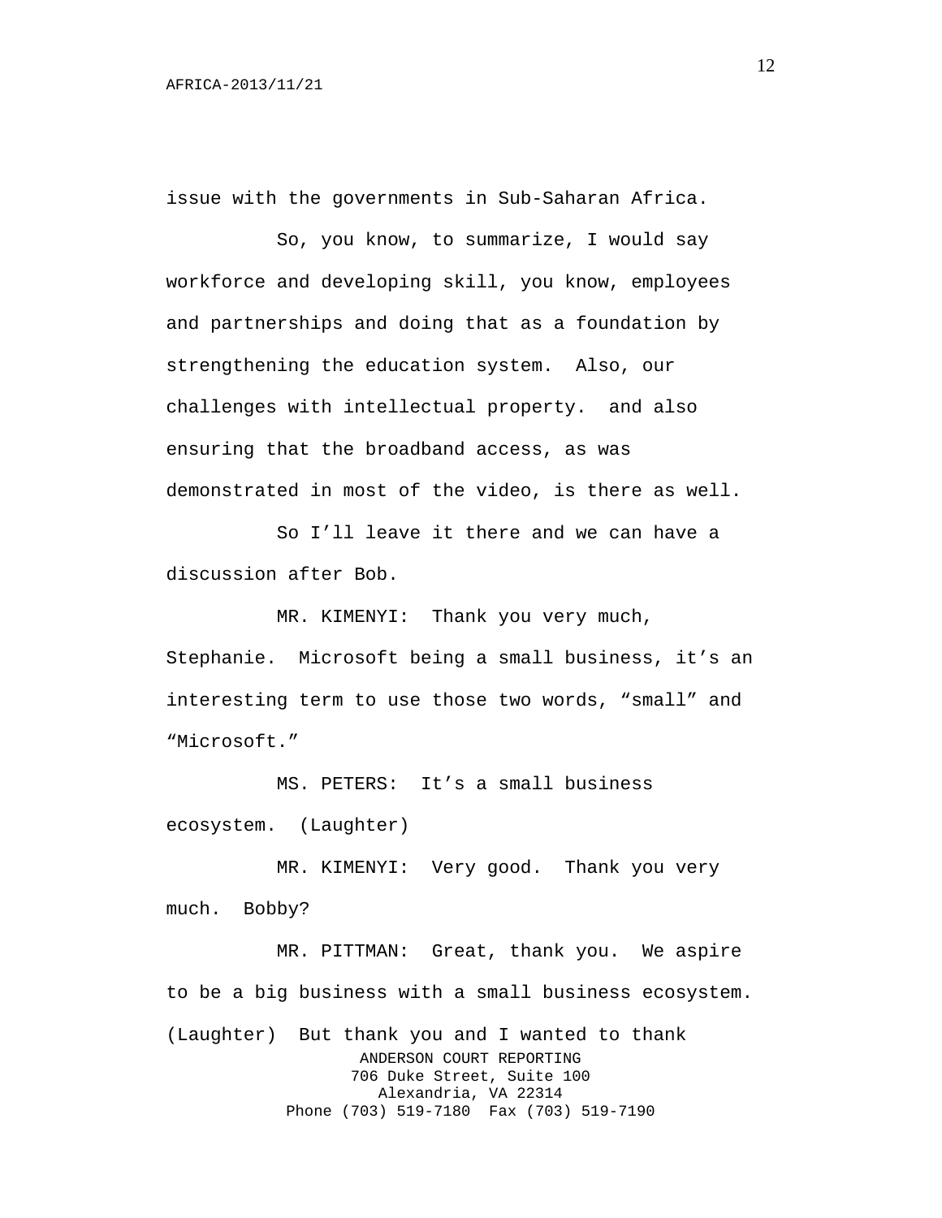issue with the governments in Sub-Saharan Africa.

So, you know, to summarize, I would say workforce and developing skill, you know, employees and partnerships and doing that as a foundation by strengthening the education system. Also, our challenges with intellectual property. and also ensuring that the broadband access, as was demonstrated in most of the video, is there as well.

So I'll leave it there and we can have a discussion after Bob.

MR. KIMENYI: Thank you very much, Stephanie. Microsoft being a small business, it's an interesting term to use those two words, "small" and "Microsoft."

MS. PETERS: It's a small business ecosystem. (Laughter)

MR. KIMENYI: Very good. Thank you very much. Bobby?

MR. PITTMAN: Great, thank you. We aspire to be a big business with a small business ecosystem. (Laughter) But thank you and I wanted to thank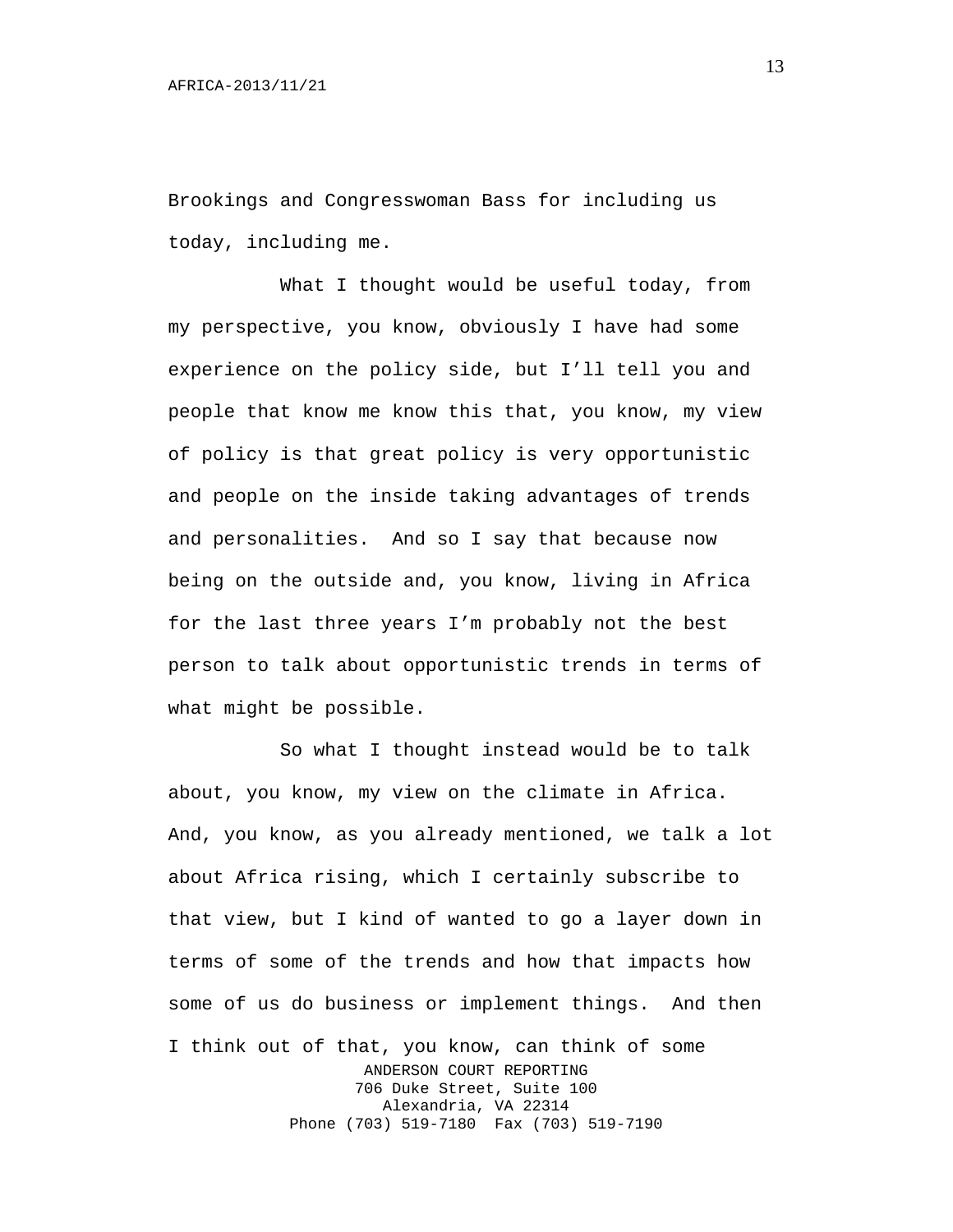Brookings and Congresswoman Bass for including us today, including me.

What I thought would be useful today, from my perspective, you know, obviously I have had some experience on the policy side, but I'll tell you and people that know me know this that, you know, my view of policy is that great policy is very opportunistic and people on the inside taking advantages of trends and personalities. And so I say that because now being on the outside and, you know, living in Africa for the last three years I'm probably not the best person to talk about opportunistic trends in terms of what might be possible.

So what I thought instead would be to talk about, you know, my view on the climate in Africa. And, you know, as you already mentioned, we talk a lot about Africa rising, which I certainly subscribe to that view, but I kind of wanted to go a layer down in terms of some of the trends and how that impacts how some of us do business or implement things. And then I think out of that, you know, can think of some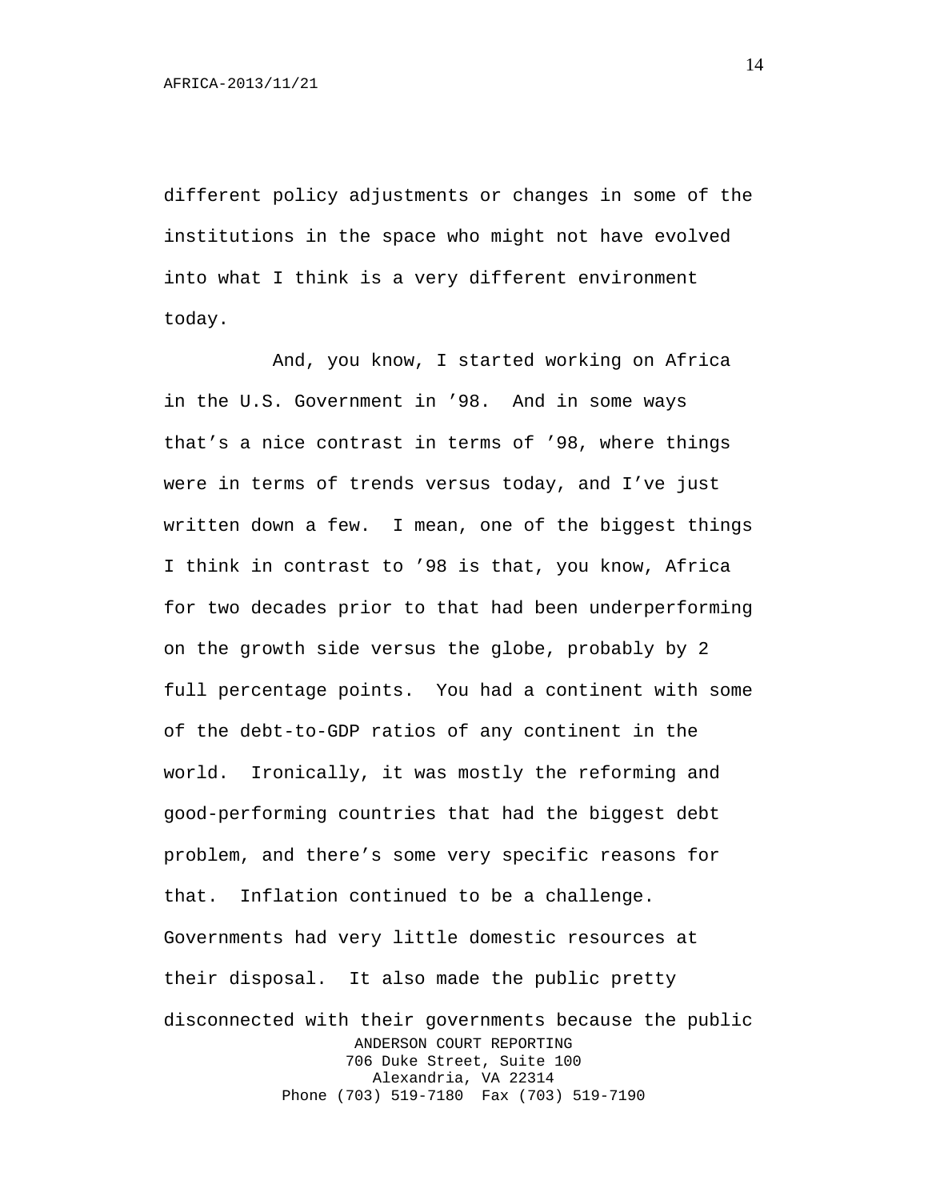different policy adjustments or changes in some of the institutions in the space who might not have evolved into what I think is a very different environment today.

And, you know, I started working on Africa in the U.S. Government in ’98. And in some ways that’s a nice contrast in terms of ’98, where things were in terms of trends versus today, and I’ve just written down a few. I mean, one of the biggest things I think in contrast to ’98 is that, you know, Africa for two decades prior to that had been underperforming on the growth side versus the globe, probably by 2 full percentage points. You had a continent with some of the debt-to-GDP ratios of any continent in the world. Ironically, it was mostly the reforming and good-performing countries that had the biggest debt problem, and there’s some very specific reasons for that. Inflation continued to be a challenge. Governments had very little domestic resources at their disposal. It also made the public pretty disconnected with their governments because the public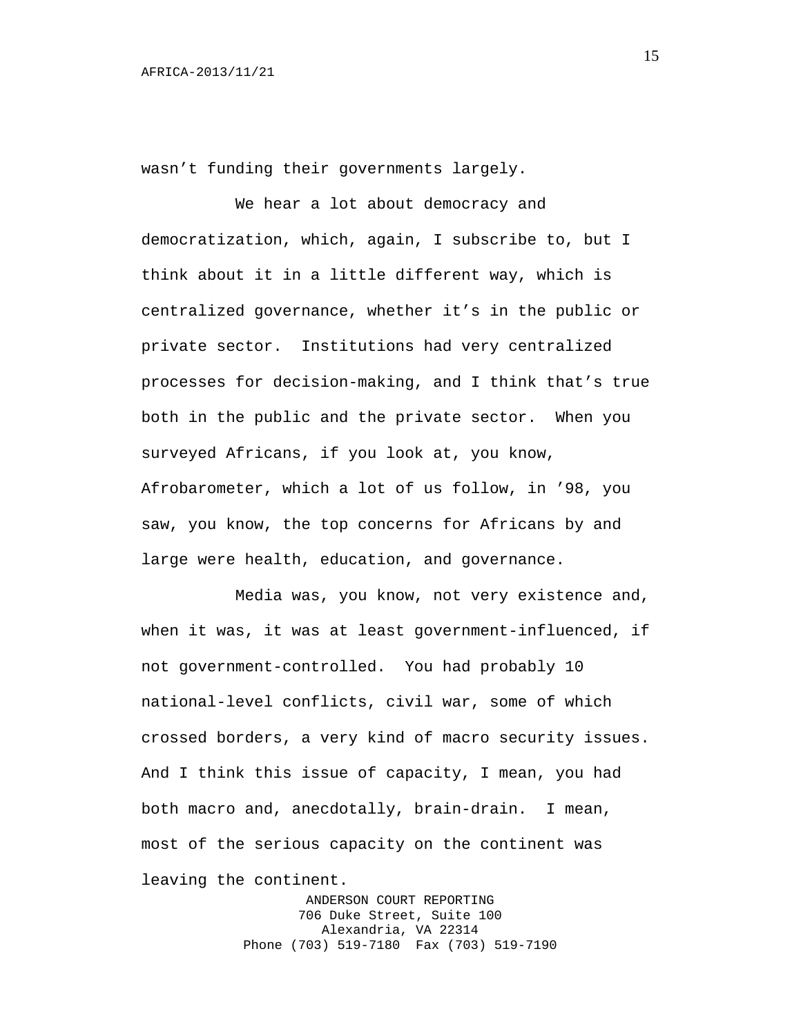wasn't funding their governments largely.

We hear a lot about democracy and democratization, which, again, I subscribe to, but I think about it in a little different way, which is centralized governance, whether it's in the public or private sector. Institutions had very centralized processes for decision-making, and I think that's true both in the public and the private sector. When you surveyed Africans, if you look at, you know, Afrobarometer, which a lot of us follow, in '98, you saw, you know, the top concerns for Africans by and large were health, education, and governance.

Media was, you know, not very existence and, when it was, it was at least government-influenced, if not government-controlled. You had probably 10 national-level conflicts, civil war, some of which crossed borders, a very kind of macro security issues. And I think this issue of capacity, I mean, you had both macro and, anecdotally, brain-drain. I mean, most of the serious capacity on the continent was leaving the continent.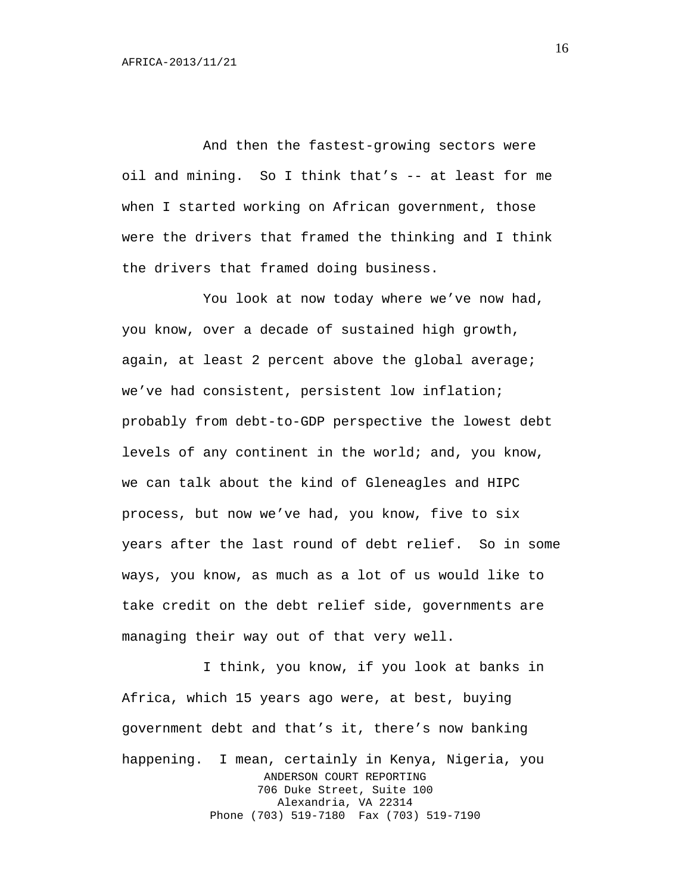And then the fastest-growing sectors were oil and mining. So I think that's -- at least for me when I started working on African government, those were the drivers that framed the thinking and I think the drivers that framed doing business.

You look at now today where we've now had, you know, over a decade of sustained high growth, again, at least 2 percent above the global average; we've had consistent, persistent low inflation; probably from debt-to-GDP perspective the lowest debt levels of any continent in the world; and, you know, we can talk about the kind of Gleneagles and HIPC process, but now we've had, you know, five to six years after the last round of debt relief. So in some ways, you know, as much as a lot of us would like to take credit on the debt relief side, governments are managing their way out of that very well.

I think, you know, if you look at banks in Africa, which 15 years ago were, at best, buying government debt and that's it, there's now banking happening. I mean, certainly in Kenya, Nigeria, you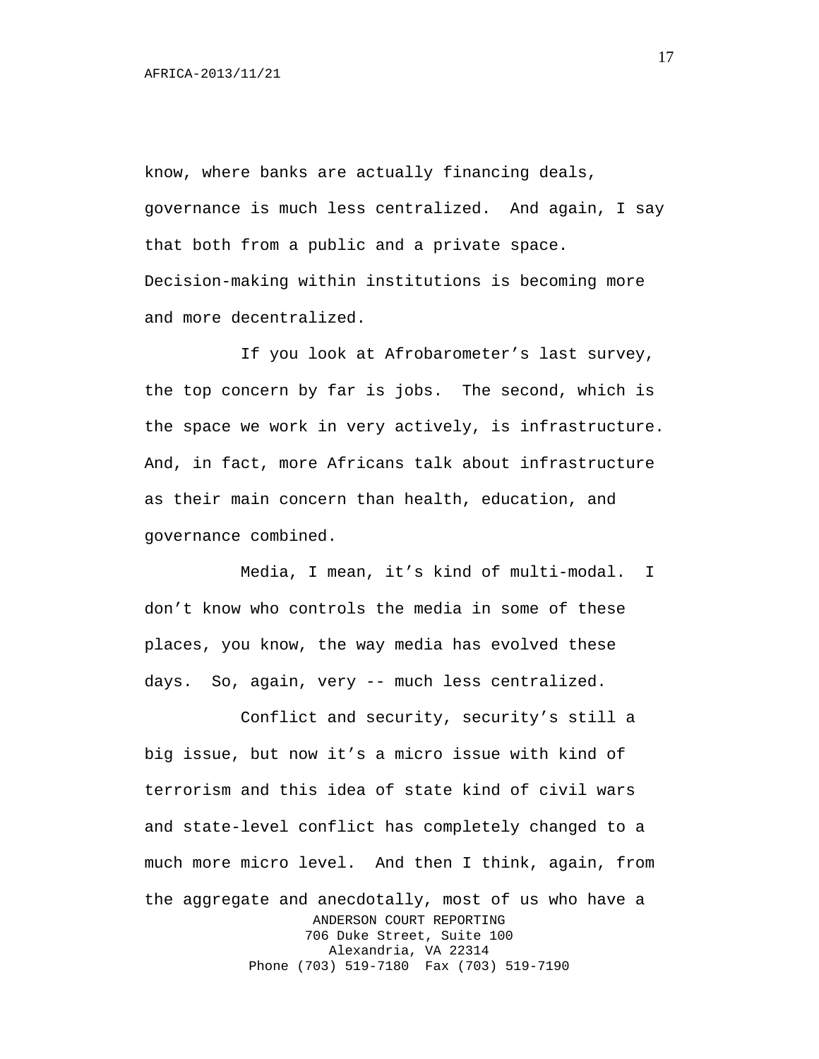know, where banks are actually financing deals, governance is much less centralized. And again, I say that both from a public and a private space. Decision-making within institutions is becoming more and more decentralized.

If you look at Afrobarometer's last survey, the top concern by far is jobs. The second, which is the space we work in very actively, is infrastructure. And, in fact, more Africans talk about infrastructure as their main concern than health, education, and governance combined.

Media, I mean, it's kind of multi-modal. I don't know who controls the media in some of these places, you know, the way media has evolved these days. So, again, very -- much less centralized.

Conflict and security, security's still a big issue, but now it's a micro issue with kind of terrorism and this idea of state kind of civil wars and state-level conflict has completely changed to a much more micro level. And then I think, again, from the aggregate and anecdotally, most of us who have a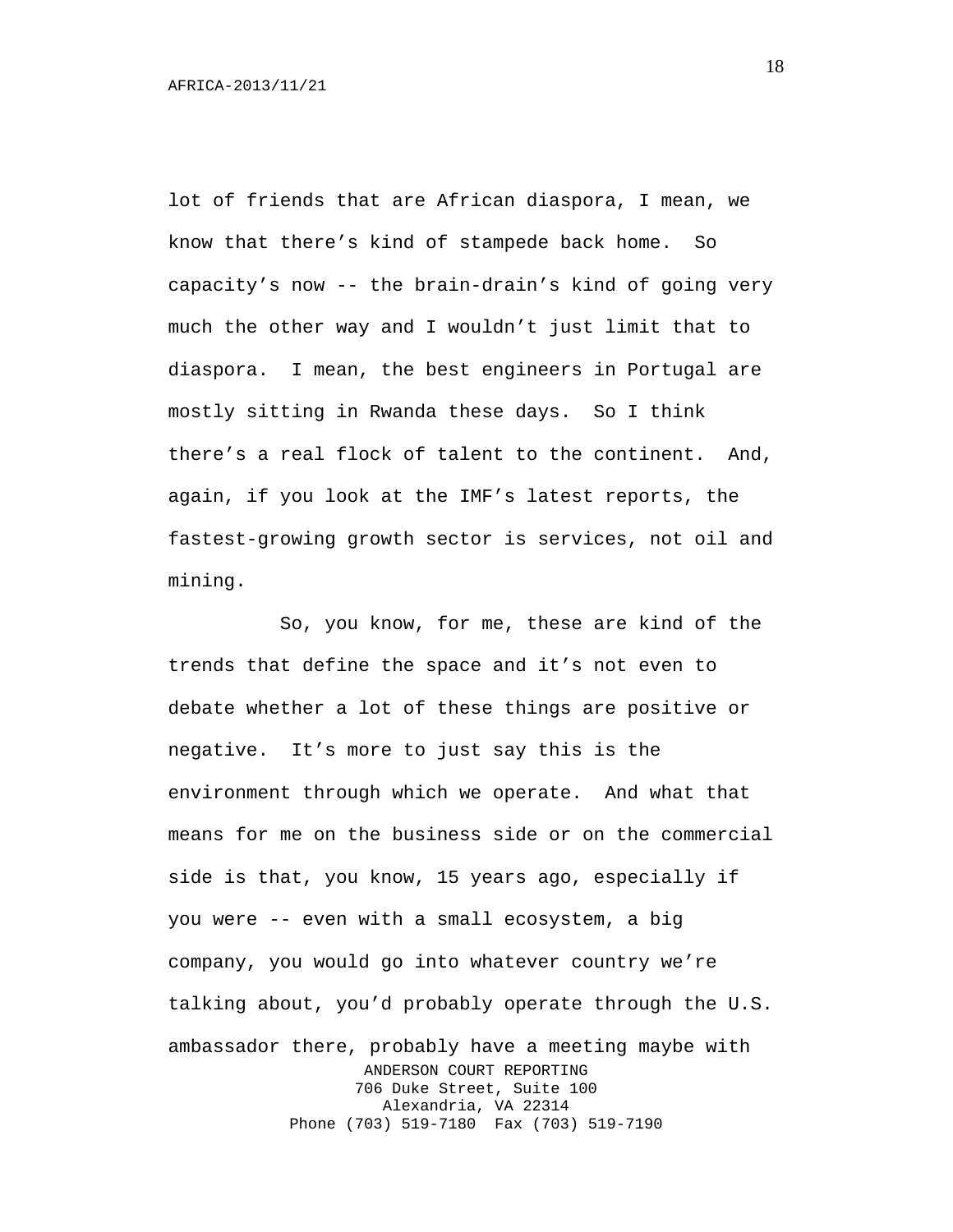lot of friends that are African diaspora, I mean, we know that there's kind of stampede back home. So capacity's now -- the brain-drain's kind of going very much the other way and I wouldn't just limit that to diaspora. I mean, the best engineers in Portugal are mostly sitting in Rwanda these days. So I think there's a real flock of talent to the continent. And, again, if you look at the IMF's latest reports, the fastest-growing growth sector is services, not oil and mining.

So, you know, for me, these are kind of the trends that define the space and it's not even to debate whether a lot of these things are positive or negative. It's more to just say this is the environment through which we operate. And what that means for me on the business side or on the commercial side is that, you know, 15 years ago, especially if you were -- even with a small ecosystem, a big company, you would go into whatever country we're talking about, you'd probably operate through the U.S. ambassador there, probably have a meeting maybe with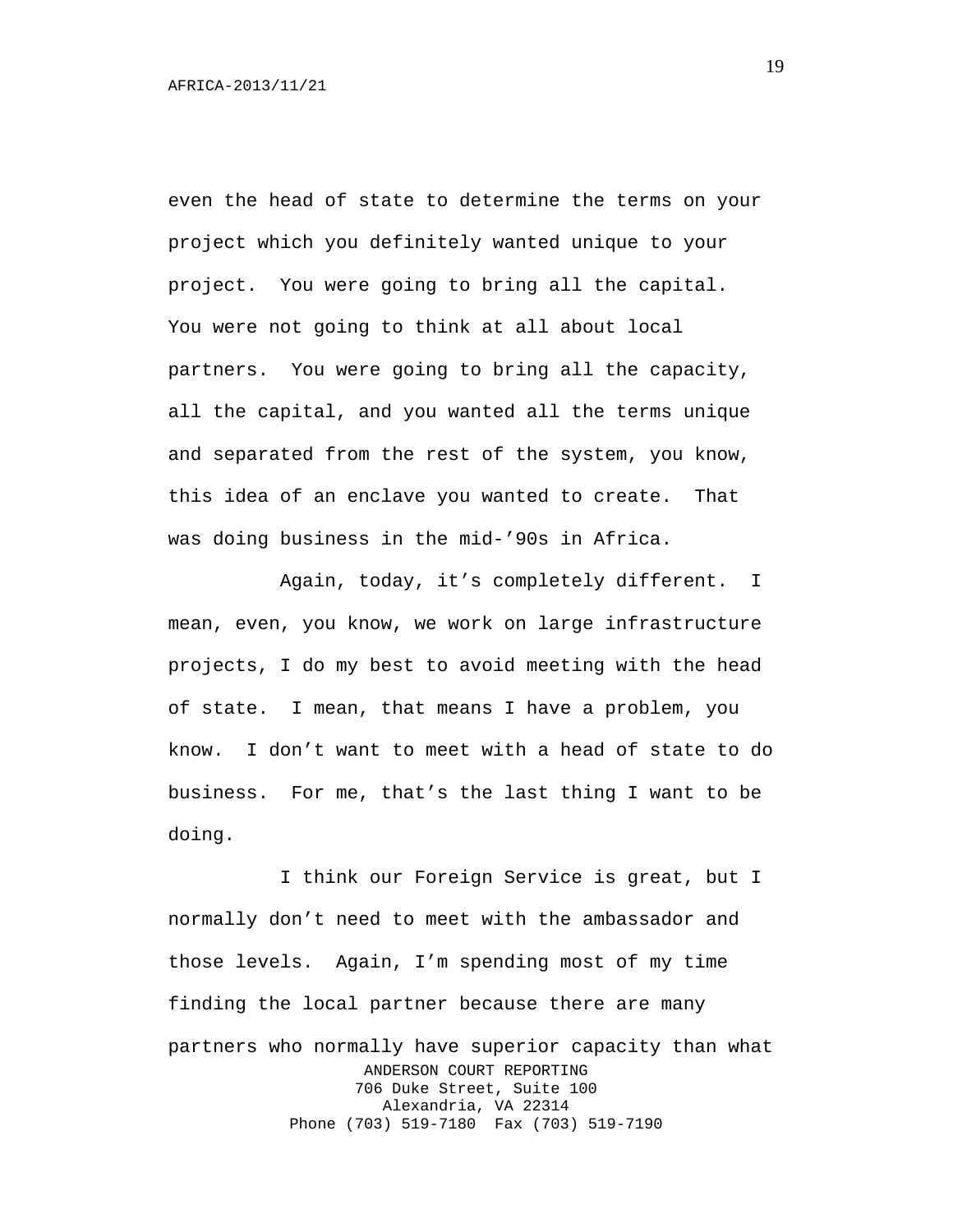even the head of state to determine the terms on your project which you definitely wanted unique to your project. You were going to bring all the capital. You were not going to think at all about local partners. You were going to bring all the capacity, all the capital, and you wanted all the terms unique and separated from the rest of the system, you know, this idea of an enclave you wanted to create. That was doing business in the mid-'90s in Africa.

Again, today, it's completely different. I mean, even, you know, we work on large infrastructure projects, I do my best to avoid meeting with the head of state. I mean, that means I have a problem, you know. I don't want to meet with a head of state to do business. For me, that's the last thing I want to be doing.

I think our Foreign Service is great, but I normally don't need to meet with the ambassador and those levels. Again, I'm spending most of my time finding the local partner because there are many partners who normally have superior capacity than what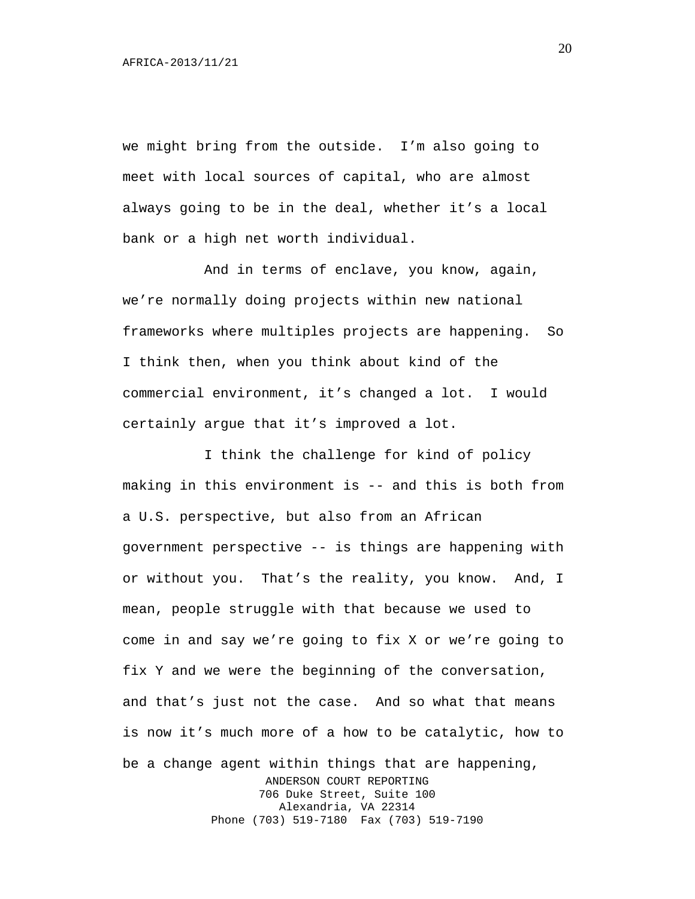we might bring from the outside. I'm also going to meet with local sources of capital, who are almost always going to be in the deal, whether it's a local bank or a high net worth individual.

And in terms of enclave, you know, again, we're normally doing projects within new national frameworks where multiples projects are happening. So I think then, when you think about kind of the commercial environment, it's changed a lot. I would certainly argue that it's improved a lot.

I think the challenge for kind of policy making in this environment is -- and this is both from a U.S. perspective, but also from an African government perspective -- is things are happening with or without you. That's the reality, you know. And, I mean, people struggle with that because we used to come in and say we're going to fix X or we're going to fix Y and we were the beginning of the conversation, and that's just not the case. And so what that means is now it's much more of a how to be catalytic, how to be a change agent within things that are happening,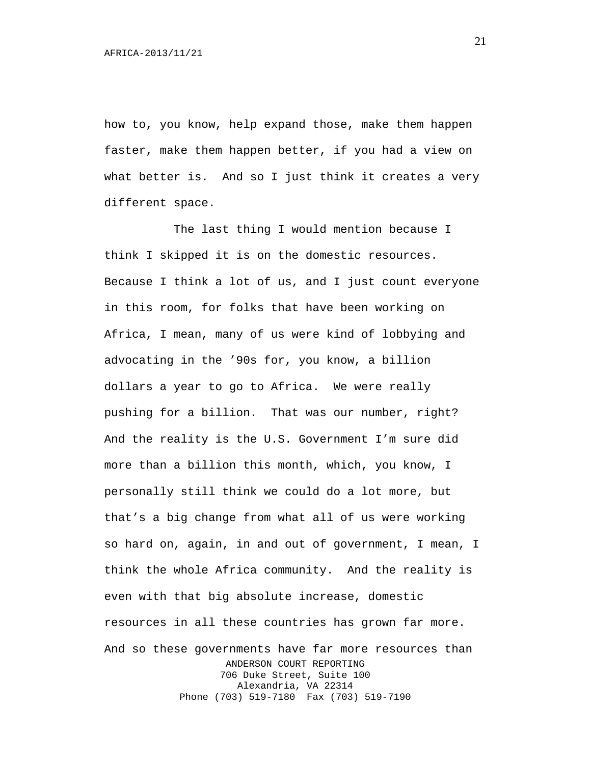how to, you know, help expand those, make them happen faster, make them happen better, if you had a view on what better is. And so I just think it creates a very different space.

The last thing I would mention because I think I skipped it is on the domestic resources. Because I think a lot of us, and I just count everyone in this room, for folks that have been working on Africa, I mean, many of us were kind of lobbying and advocating in the ’90s for, you know, a billion dollars a year to go to Africa. We were really pushing for a billion. That was our number, right? And the reality is the U.S. Government I’m sure did more than a billion this month, which, you know, I personally still think we could do a lot more, but that’s a big change from what all of us were working so hard on, again, in and out of government, I mean, I think the whole Africa community. And the reality is even with that big absolute increase, domestic resources in all these countries has grown far more. And so these governments have far more resources than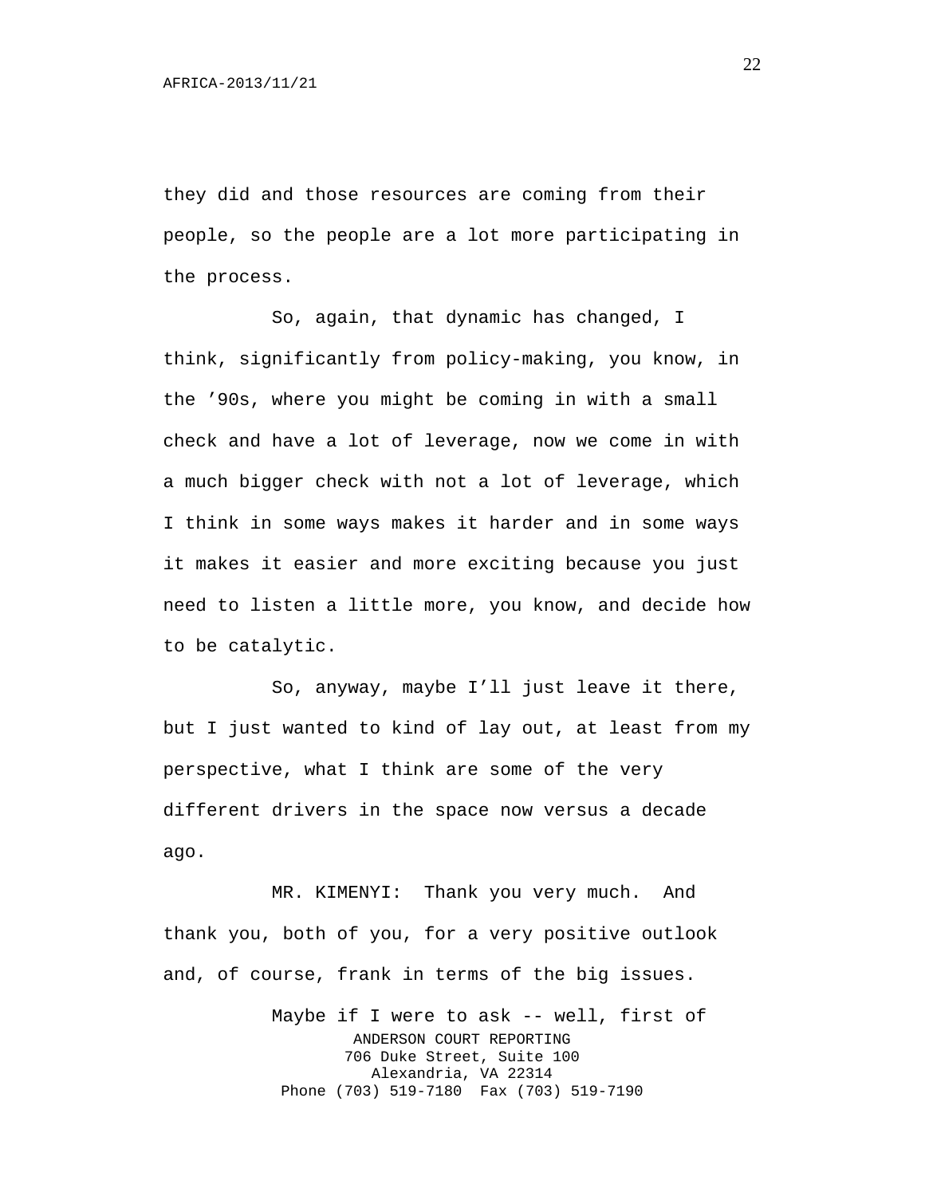they did and those resources are coming from their people, so the people are a lot more participating in the process.

So, again, that dynamic has changed, I think, significantly from policy-making, you know, in the ’90s, where you might be coming in with a small check and have a lot of leverage, now we come in with a much bigger check with not a lot of leverage, which I think in some ways makes it harder and in some ways it makes it easier and more exciting because you just need to listen a little more, you know, and decide how to be catalytic.

So, anyway, maybe I’ll just leave it there, but I just wanted to kind of lay out, at least from my perspective, what I think are some of the very different drivers in the space now versus a decade ago.

MR. KIMENYI: Thank you very much. And thank you, both of you, for a very positive outlook and, of course, frank in terms of the big issues.

Maybe if I were to ask -- well, first of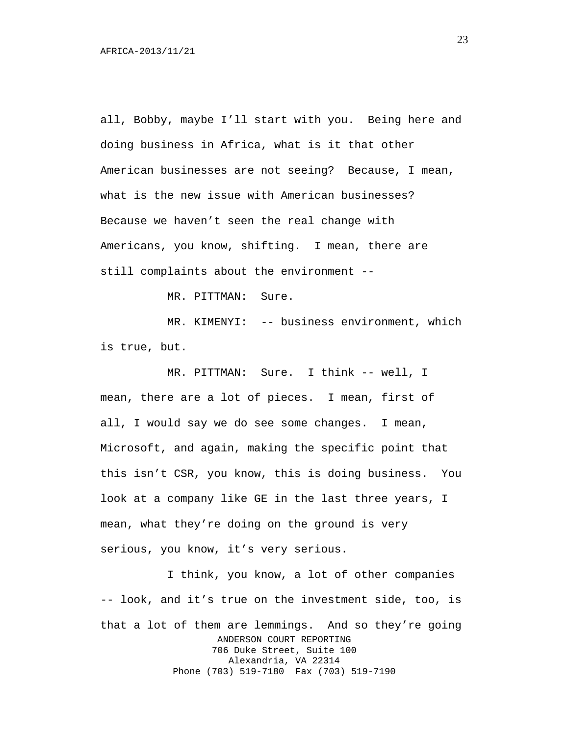all, Bobby, maybe I'll start with you. Being here and doing business in Africa, what is it that other American businesses are not seeing? Because, I mean, what is the new issue with American businesses? Because we haven't seen the real change with Americans, you know, shifting. I mean, there are still complaints about the environment --

MR. PITTMAN: Sure.

MR. KIMENYI: -- business environment, which is true, but.

MR. PITTMAN: Sure. I think -- well, I mean, there are a lot of pieces. I mean, first of all, I would say we do see some changes. I mean, Microsoft, and again, making the specific point that this isn't CSR, you know, this is doing business. You look at a company like GE in the last three years, I mean, what they're doing on the ground is very serious, you know, it's very serious.

I think, you know, a lot of other companies -- look, and it's true on the investment side, too, is that a lot of them are lemmings. And so they're going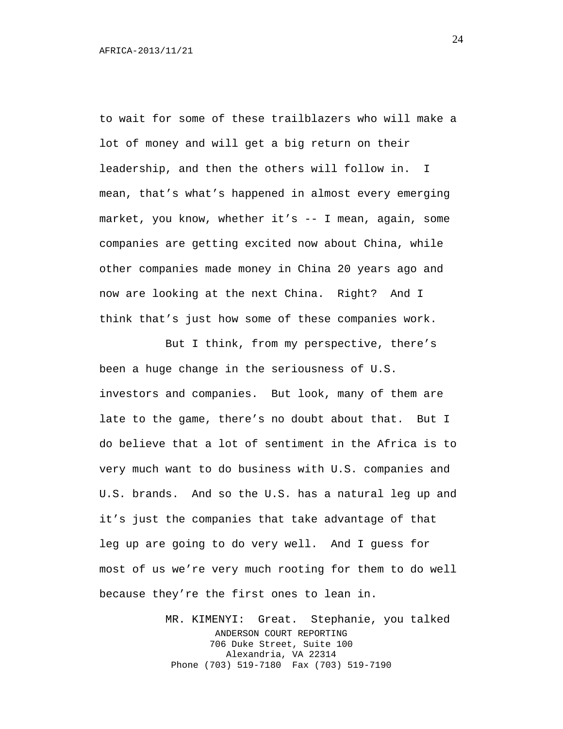to wait for some of these trailblazers who will make a lot of money and will get a big return on their leadership, and then the others will follow in. I mean, that's what's happened in almost every emerging market, you know, whether it's -- I mean, again, some companies are getting excited now about China, while other companies made money in China 20 years ago and now are looking at the next China. Right? And I think that's just how some of these companies work.

But I think, from my perspective, there's been a huge change in the seriousness of U.S. investors and companies. But look, many of them are late to the game, there's no doubt about that. But I do believe that a lot of sentiment in the Africa is to very much want to do business with U.S. companies and U.S. brands. And so the U.S. has a natural leg up and it's just the companies that take advantage of that leg up are going to do very well. And I guess for most of us we're very much rooting for them to do well because they're the first ones to lean in.

MR. KIMENYI: Great. Stephanie, you talked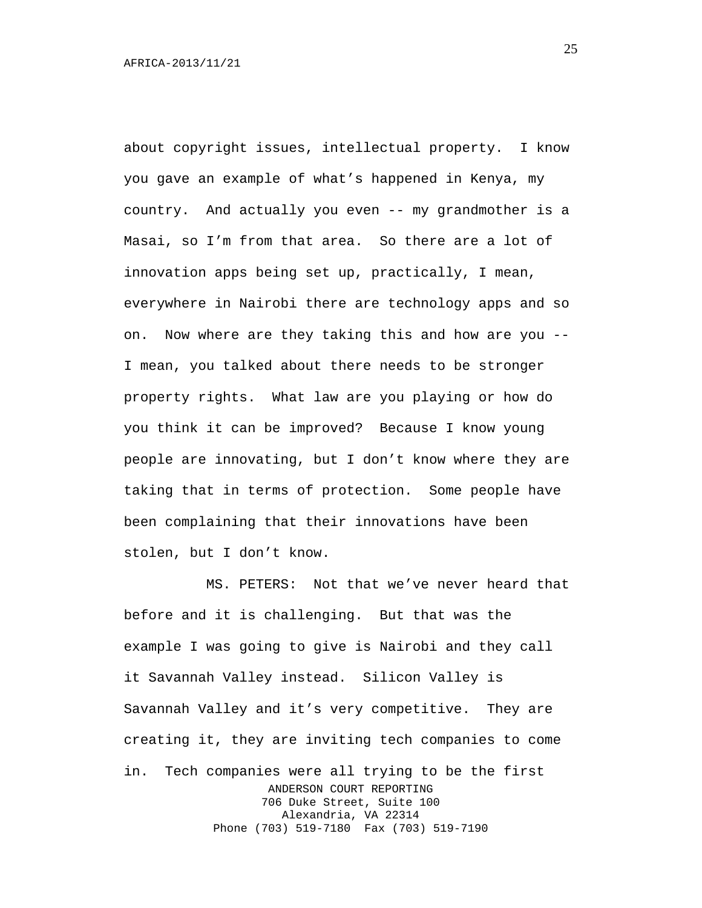about copyright issues, intellectual property. I know you gave an example of what's happened in Kenya, my country. And actually you even -- my grandmother is a Masai, so I'm from that area. So there are a lot of innovation apps being set up, practically, I mean, everywhere in Nairobi there are technology apps and so on. Now where are they taking this and how are you -- I mean, you talked about there needs to be stronger property rights. What law are you playing or how do you think it can be improved? Because I know young people are innovating, but I don't know where they are taking that in terms of protection. Some people have been complaining that their innovations have been stolen, but I don't know.

MS. PETERS: Not that we've never heard that before and it is challenging. But that was the example I was going to give is Nairobi and they call it Savannah Valley instead. Silicon Valley is Savannah Valley and it's very competitive. They are creating it, they are inviting tech companies to come in. Tech companies were all trying to be the first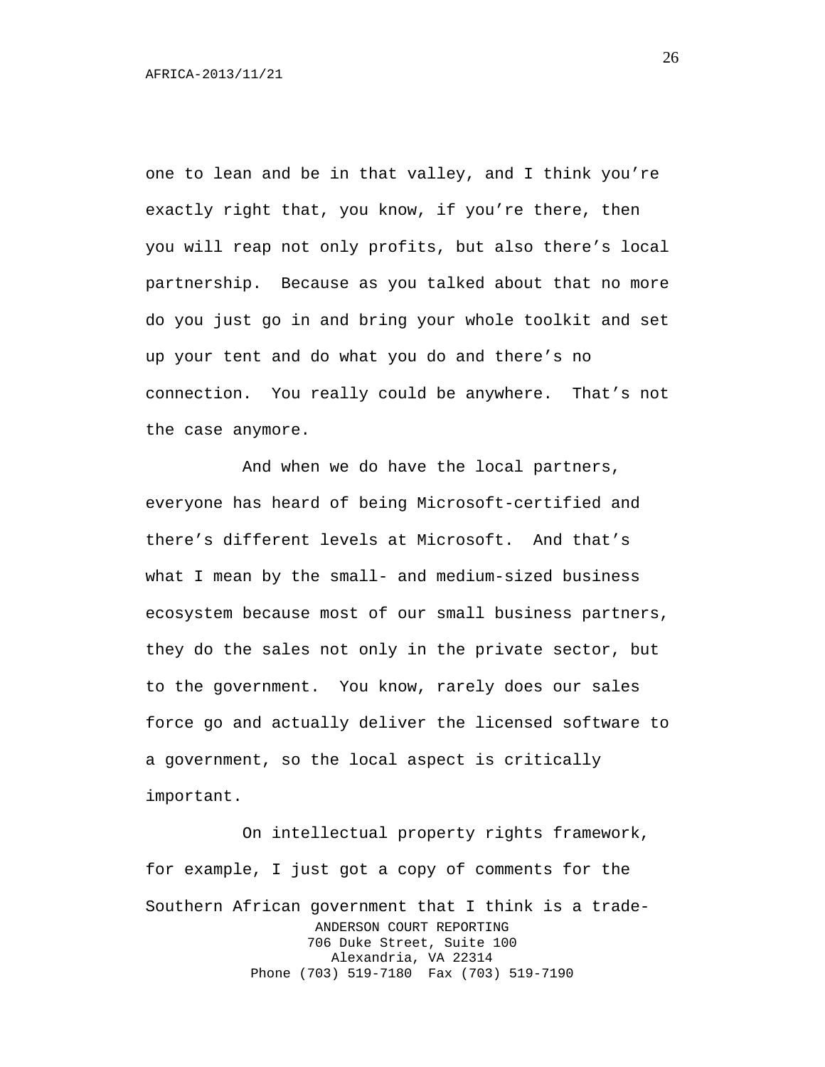one to lean and be in that valley, and I think you're exactly right that, you know, if you're there, then you will reap not only profits, but also there's local partnership. Because as you talked about that no more do you just go in and bring your whole toolkit and set up your tent and do what you do and there's no connection. You really could be anywhere. That's not the case anymore.

And when we do have the local partners, everyone has heard of being Microsoft-certified and there's different levels at Microsoft. And that's what I mean by the small- and medium-sized business ecosystem because most of our small business partners, they do the sales not only in the private sector, but to the government. You know, rarely does our sales force go and actually deliver the licensed software to a government, so the local aspect is critically important.

On intellectual property rights framework, for example, I just got a copy of comments for the Southern African government that I think is a trade-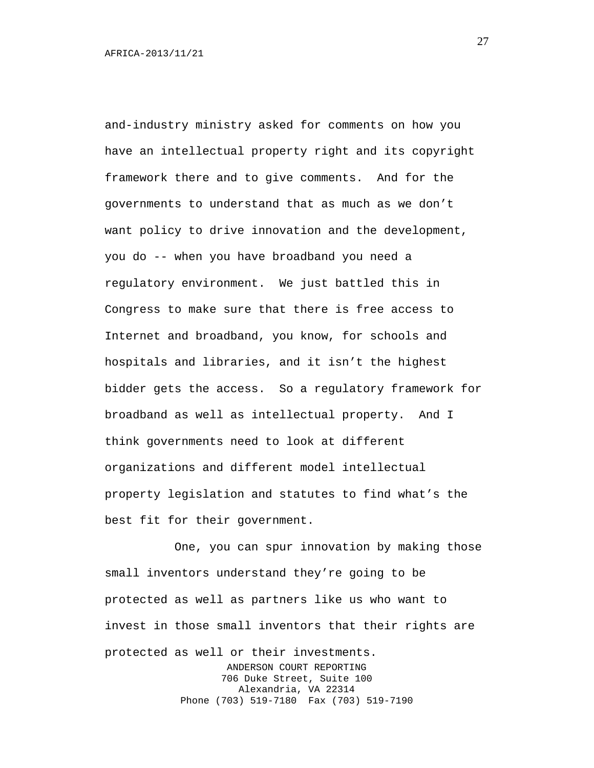and-industry ministry asked for comments on how you have an intellectual property right and its copyright framework there and to give comments. And for the governments to understand that as much as we don't want policy to drive innovation and the development, you do -- when you have broadband you need a regulatory environment. We just battled this in Congress to make sure that there is free access to Internet and broadband, you know, for schools and hospitals and libraries, and it isn't the highest bidder gets the access. So a regulatory framework for broadband as well as intellectual property. And I think governments need to look at different organizations and different model intellectual property legislation and statutes to find what's the best fit for their government.

One, you can spur innovation by making those small inventors understand they're going to be protected as well as partners like us who want to invest in those small inventors that their rights are protected as well or their investments.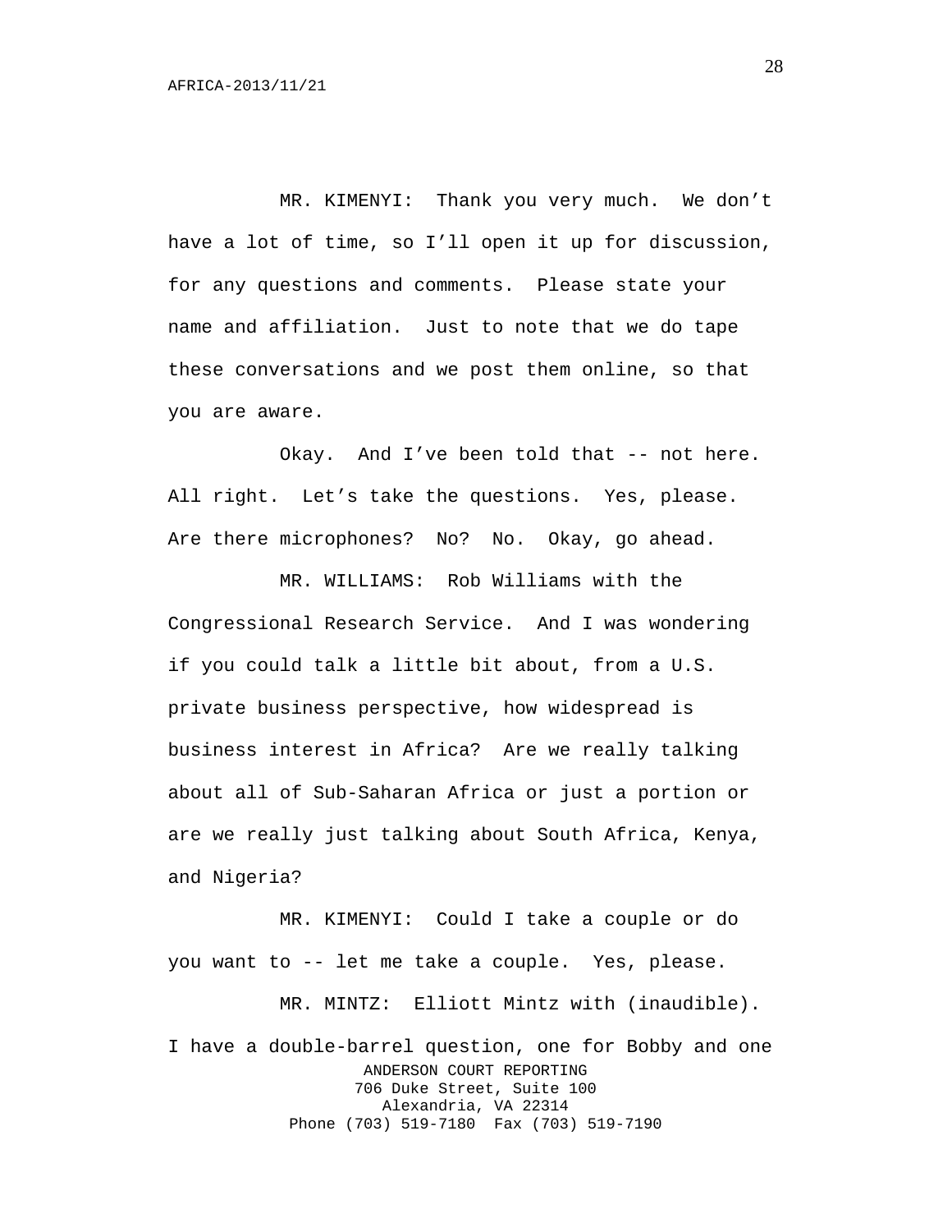MR. KIMENYI: Thank you very much. We don't have a lot of time, so I'll open it up for discussion, for any questions and comments. Please state your name and affiliation. Just to note that we do tape these conversations and we post them online, so that you are aware.

Okay. And I've been told that -- not here. All right. Let's take the questions. Yes, please. Are there microphones? No? No. Okay, go ahead.

MR. WILLIAMS: Rob Williams with the Congressional Research Service. And I was wondering if you could talk a little bit about, from a U.S. private business perspective, how widespread is business interest in Africa? Are we really talking about all of Sub-Saharan Africa or just a portion or are we really just talking about South Africa, Kenya, and Nigeria?

MR. KIMENYI: Could I take a couple or do you want to -- let me take a couple. Yes, please.

MR. MINTZ: Elliott Mintz with (inaudible). I have a double-barrel question, one for Bobby and one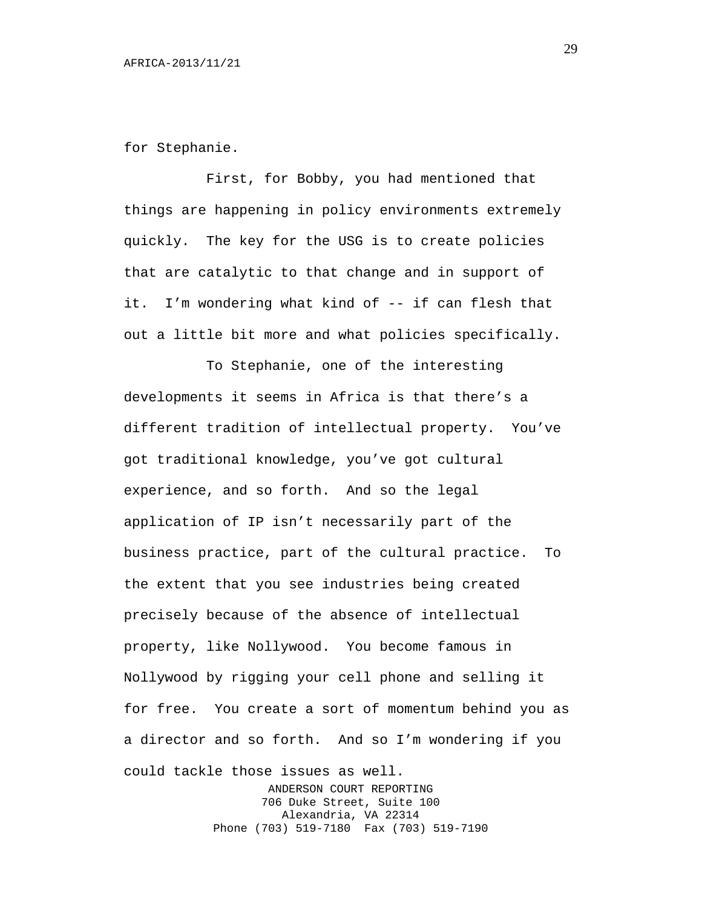for Stephanie.

First, for Bobby, you had mentioned that things are happening in policy environments extremely quickly. The key for the USG is to create policies that are catalytic to that change and in support of it. I’m wondering what kind of -- if can flesh that out a little bit more and what policies specifically.

To Stephanie, one of the interesting developments it seems in Africa is that there’s a different tradition of intellectual property. You’ve got traditional knowledge, you’ve got cultural experience, and so forth. And so the legal application of IP isn’t necessarily part of the business practice, part of the cultural practice. To the extent that you see industries being created precisely because of the absence of intellectual property, like Nollywood. You become famous in Nollywood by rigging your cell phone and selling it for free. You create a sort of momentum behind you as a director and so forth. And so I’m wondering if you could tackle those issues as well.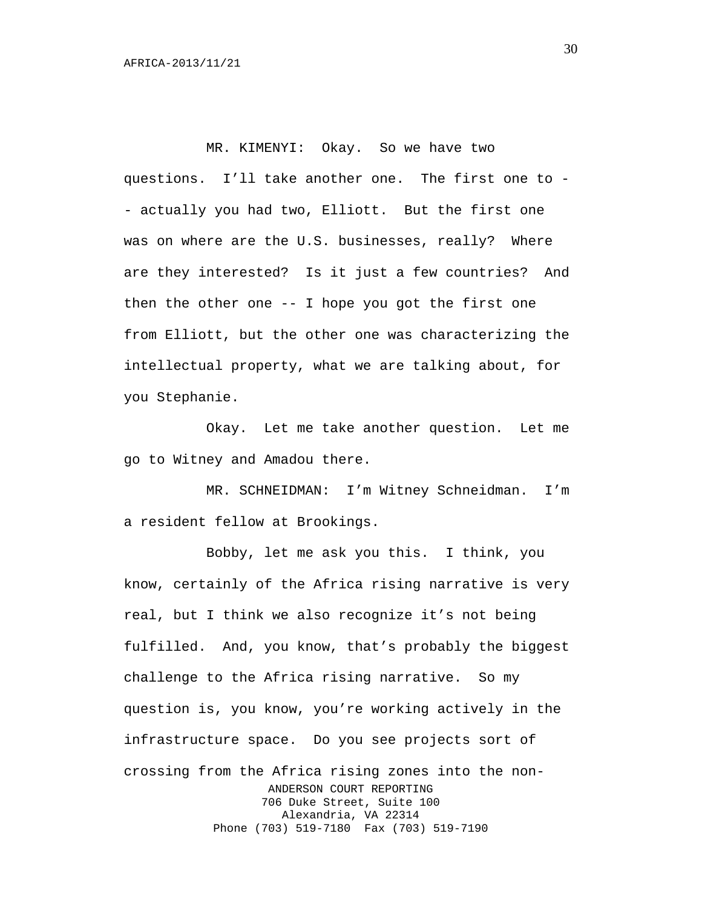MR. KIMENYI: Okay. So we have two questions. I'll take another one. The first one to -- actually you had two, Elliott. But the first one was on where are the U.S. businesses, really? Where are they interested? Is it just a few countries? And then the other one -- I hope you got the first one from Elliott, but the other one was characterizing the intellectual property, what we are talking about, for you Stephanie.

Okay. Let me take another question. Let me go to Witney and Amadou there.

MR. SCHNEIDMAN: I'm Witney Schneidman. I'm a resident fellow at Brookings.

Bobby, let me ask you this. I think, you know, certainly of the Africa rising narrative is very real, but I think we also recognize it's not being fulfilled. And, you know, that's probably the biggest challenge to the Africa rising narrative. So my question is, you know, you're working actively in the infrastructure space. Do you see projects sort of crossing from the Africa rising zones into the non-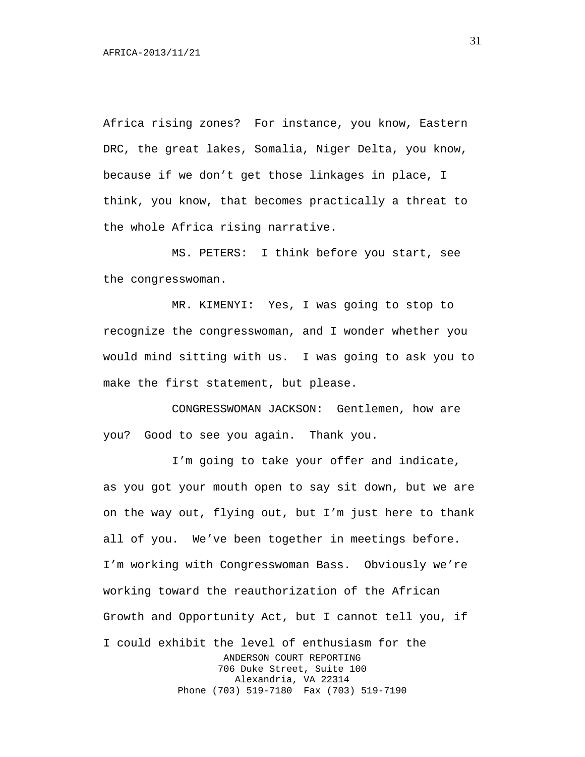Africa rising zones? For instance, you know, Eastern DRC, the great lakes, Somalia, Niger Delta, you know, because if we don't get those linkages in place, I think, you know, that becomes practically a threat to the whole Africa rising narrative.

MS. PETERS: I think before you start, see the congresswoman.

MR. KIMENYI: Yes, I was going to stop to recognize the congresswoman, and I wonder whether you would mind sitting with us. I was going to ask you to make the first statement, but please.

CONGRESSWOMAN JACKSON: Gentlemen, how are you? Good to see you again. Thank you.

I'm going to take your offer and indicate, as you got your mouth open to say sit down, but we are on the way out, flying out, but I'm just here to thank all of you. We've been together in meetings before. I'm working with Congresswoman Bass. Obviously we're working toward the reauthorization of the African Growth and Opportunity Act, but I cannot tell you, if I could exhibit the level of enthusiasm for the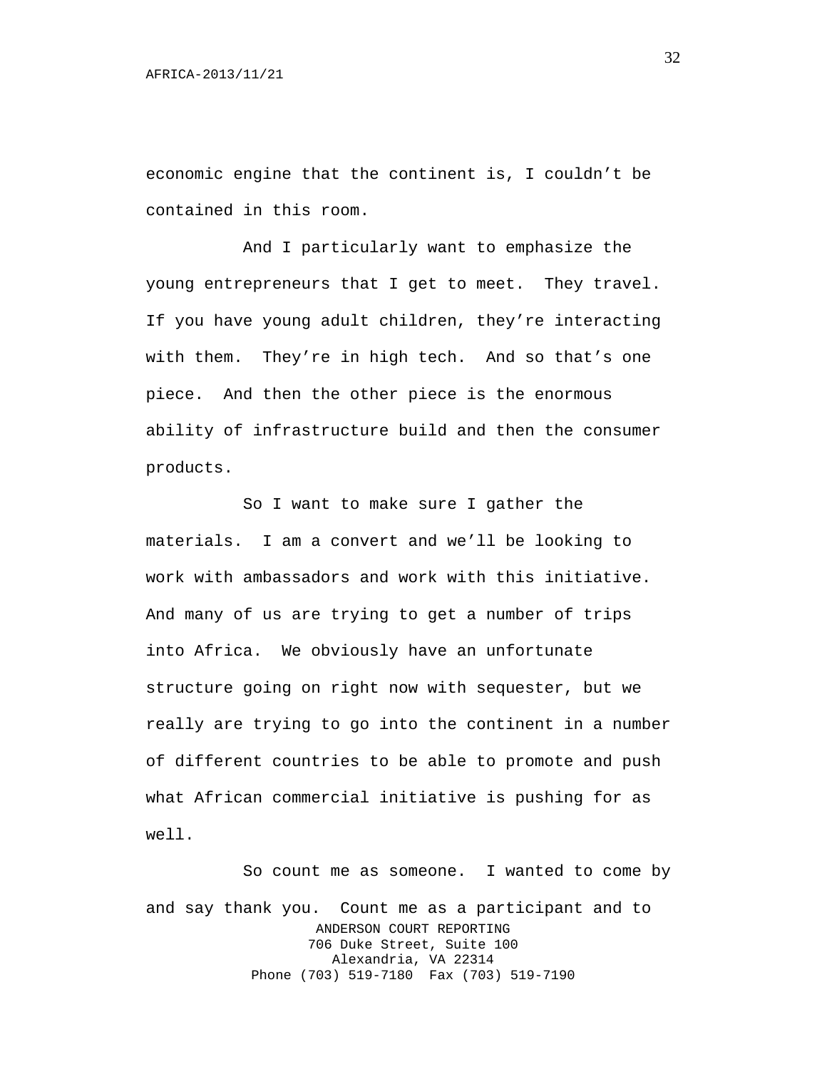economic engine that the continent is, I couldn't be contained in this room.

And I particularly want to emphasize the young entrepreneurs that I get to meet. They travel. If you have young adult children, they're interacting with them. They're in high tech. And so that's one piece. And then the other piece is the enormous ability of infrastructure build and then the consumer products.

So I want to make sure I gather the materials. I am a convert and we'll be looking to work with ambassadors and work with this initiative. And many of us are trying to get a number of trips into Africa. We obviously have an unfortunate structure going on right now with sequester, but we really are trying to go into the continent in a number of different countries to be able to promote and push what African commercial initiative is pushing for as well.

So count me as someone. I wanted to come by and say thank you. Count me as a participant and to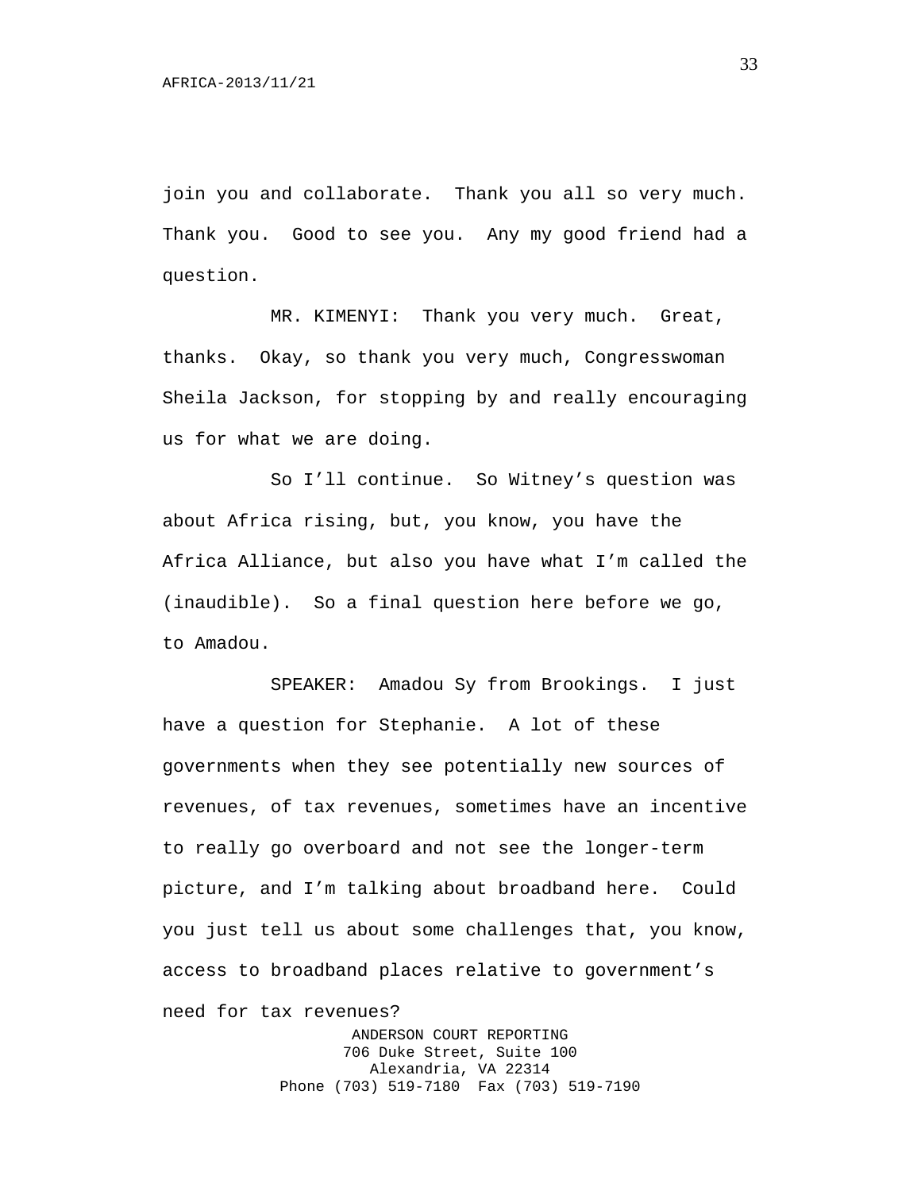join you and collaborate. Thank you all so very much. Thank you. Good to see you. Any my good friend had a question.

MR. KIMENYI: Thank you very much. Great, thanks. Okay, so thank you very much, Congresswoman Sheila Jackson, for stopping by and really encouraging us for what we are doing.

So I'll continue. So Witney's question was about Africa rising, but, you know, you have the Africa Alliance, but also you have what I'm called the (inaudible). So a final question here before we go, to Amadou.

SPEAKER: Amadou Sy from Brookings. I just have a question for Stephanie. A lot of these governments when they see potentially new sources of revenues, of tax revenues, sometimes have an incentive to really go overboard and not see the longer-term picture, and I'm talking about broadband here. Could you just tell us about some challenges that, you know, access to broadband places relative to government's need for tax revenues?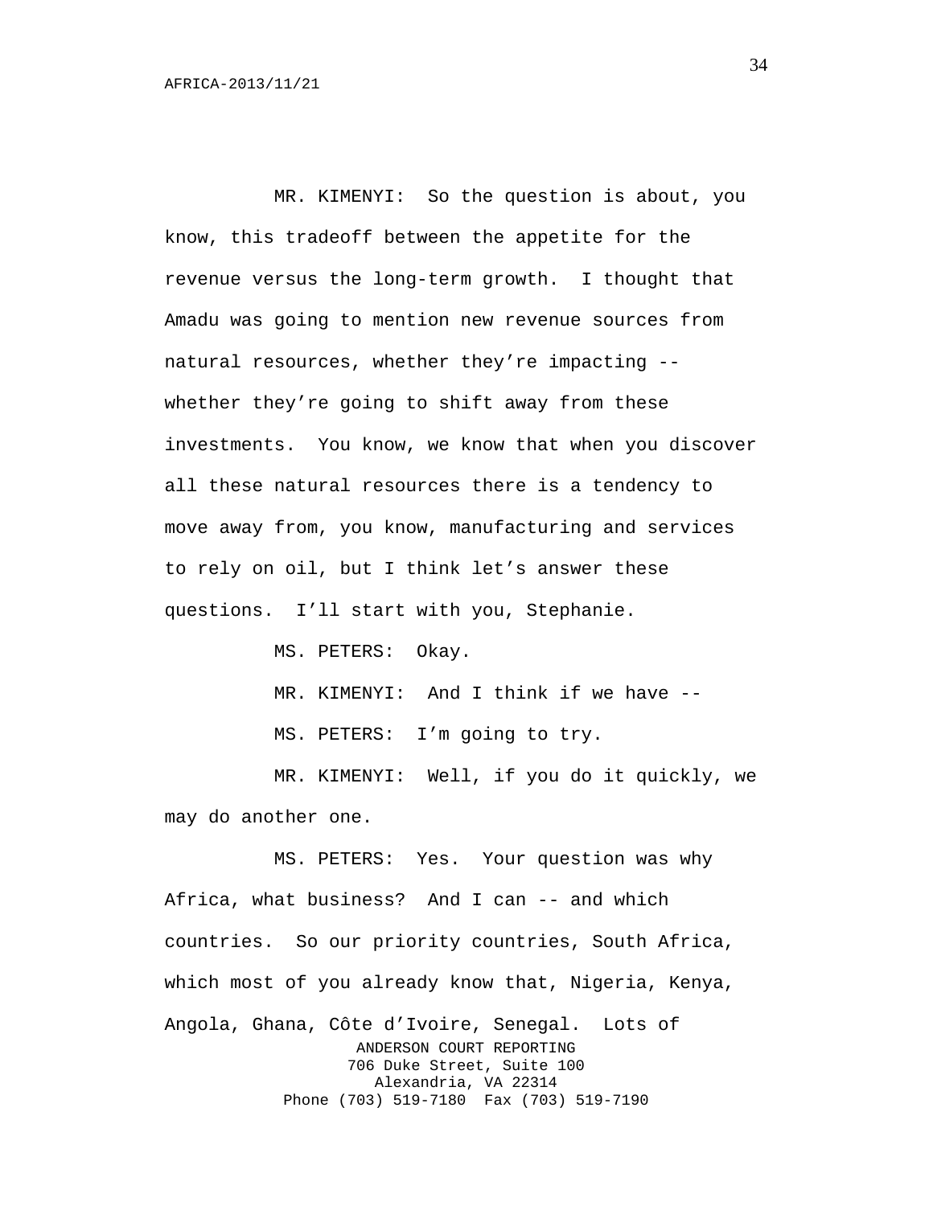MR. KIMENYI: So the question is about, you know, this tradeoff between the appetite for the revenue versus the long-term growth. I thought that Amadu was going to mention new revenue sources from natural resources, whether they're impacting -- whether they're going to shift away from these investments. You know, we know that when you discover all these natural resources there is a tendency to move away from, you know, manufacturing and services to rely on oil, but I think let's answer these questions. I'll start with you, Stephanie.

MS. PETERS: Okay.

MR. KIMENYI: And I think if we have --

MS. PETERS: I'm going to try.

MR. KIMENYI: Well, if you do it quickly, we may do another one.

MS. PETERS: Yes. Your question was why Africa, what business? And I can -- and which countries. So our priority countries, South Africa, which most of you already know that, Nigeria, Kenya, Angola, Ghana, Côte d'Ivoire, Senegal. Lots of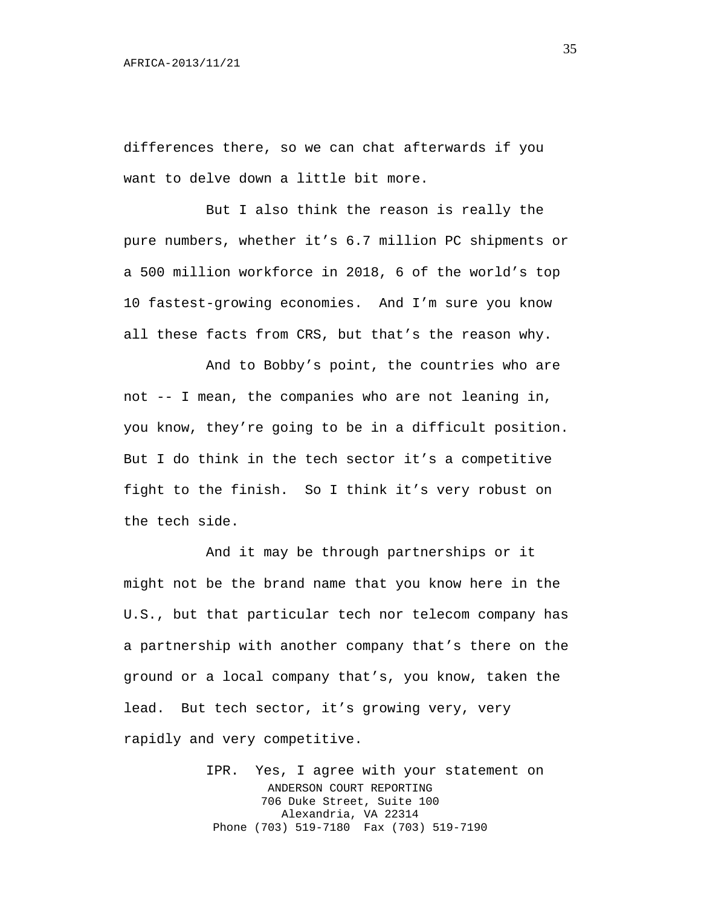differences there, so we can chat afterwards if you want to delve down a little bit more.

But I also think the reason is really the pure numbers, whether it's 6.7 million PC shipments or a 500 million workforce in 2018, 6 of the world's top 10 fastest-growing economies. And I'm sure you know all these facts from CRS, but that's the reason why.

And to Bobby's point, the countries who are not -- I mean, the companies who are not leaning in, you know, they're going to be in a difficult position. But I do think in the tech sector it's a competitive fight to the finish. So I think it's very robust on the tech side.

And it may be through partnerships or it might not be the brand name that you know here in the U.S., but that particular tech nor telecom company has a partnership with another company that's there on the ground or a local company that's, you know, taken the lead. But tech sector, it's growing very, very rapidly and very competitive.

IPR. Yes, I agree with your statement on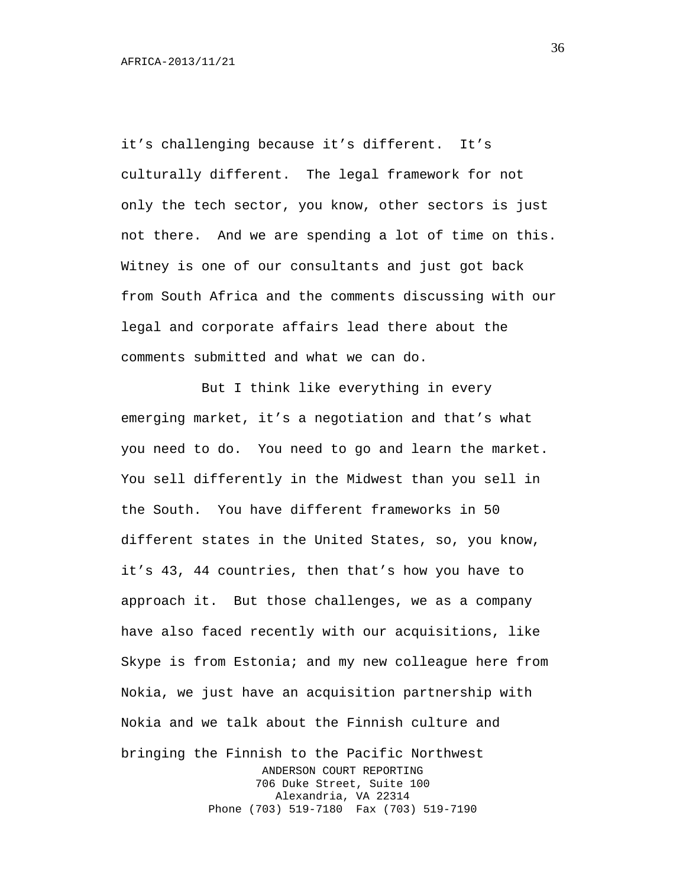it's challenging because it's different. It's culturally different. The legal framework for not only the tech sector, you know, other sectors is just not there. And we are spending a lot of time on this. Witney is one of our consultants and just got back from South Africa and the comments discussing with our legal and corporate affairs lead there about the comments submitted and what we can do.

But I think like everything in every emerging market, it's a negotiation and that's what you need to do. You need to go and learn the market. You sell differently in the Midwest than you sell in the South. You have different frameworks in 50 different states in the United States, so, you know, it's 43, 44 countries, then that's how you have to approach it. But those challenges, we as a company have also faced recently with our acquisitions, like Skype is from Estonia; and my new colleague here from Nokia, we just have an acquisition partnership with Nokia and we talk about the Finnish culture and bringing the Finnish to the Pacific Northwest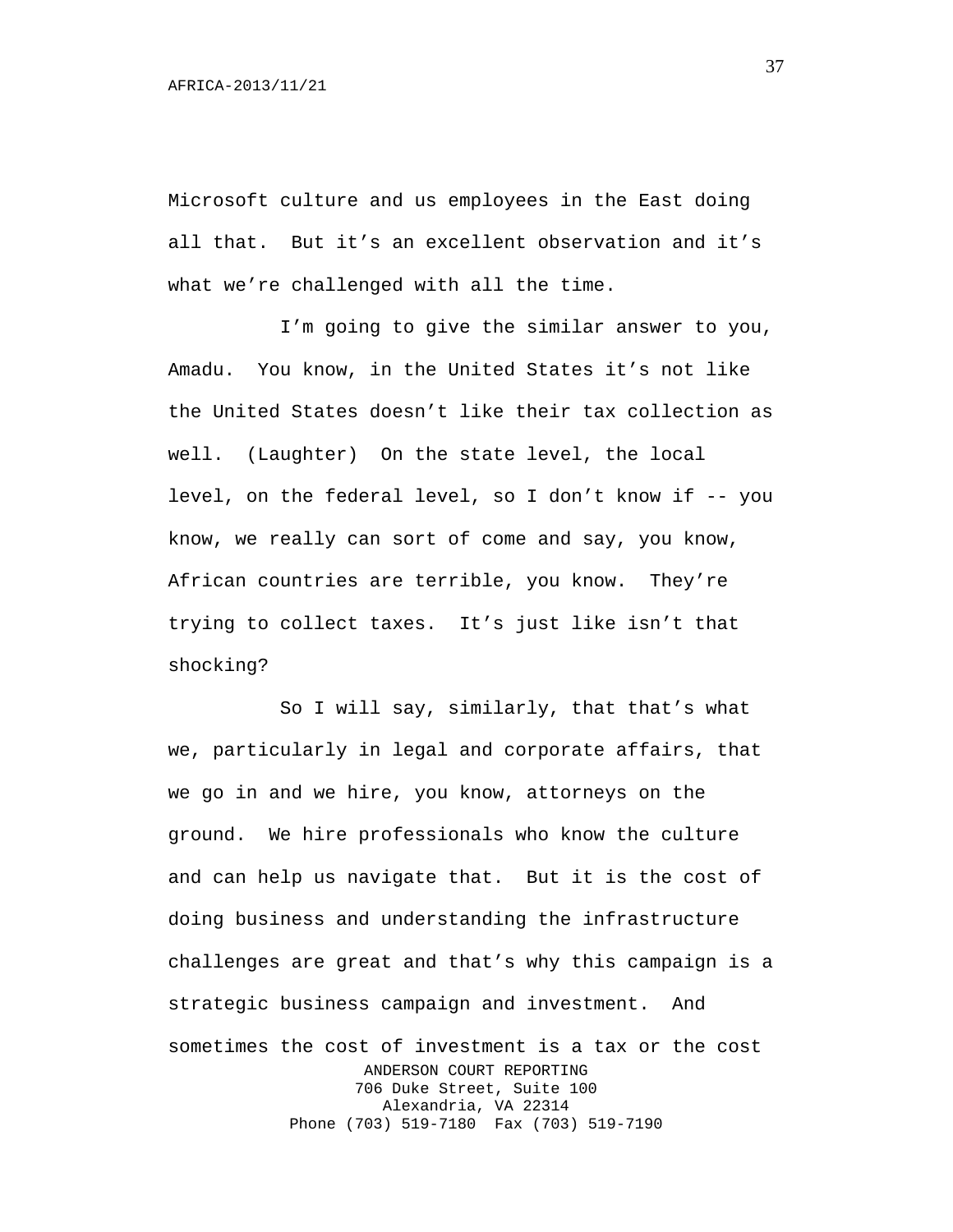Microsoft culture and us employees in the East doing all that. But it's an excellent observation and it's what we're challenged with all the time.

I'm going to give the similar answer to you, Amadu. You know, in the United States it's not like the United States doesn't like their tax collection as well. (Laughter) On the state level, the local level, on the federal level, so I don't know if -- you know, we really can sort of come and say, you know, African countries are terrible, you know. They're trying to collect taxes. It's just like isn't that shocking?

So I will say, similarly, that that's what we, particularly in legal and corporate affairs, that we go in and we hire, you know, attorneys on the ground. We hire professionals who know the culture and can help us navigate that. But it is the cost of doing business and understanding the infrastructure challenges are great and that's why this campaign is a strategic business campaign and investment. And sometimes the cost of investment is a tax or the cost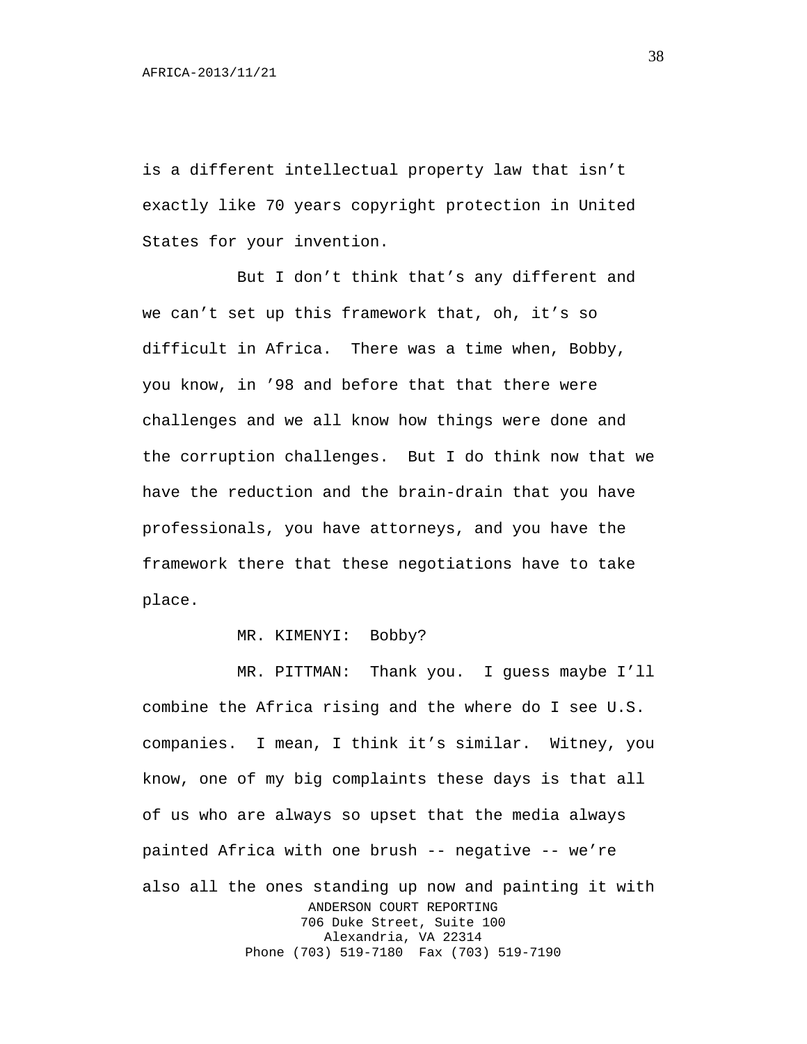is a different intellectual property law that isn't exactly like 70 years copyright protection in United States for your invention.

But I don't think that's any different and we can't set up this framework that, oh, it's so difficult in Africa. There was a time when, Bobby, you know, in '98 and before that that there were challenges and we all know how things were done and the corruption challenges. But I do think now that we have the reduction and the brain-drain that you have professionals, you have attorneys, and you have the framework there that these negotiations have to take place.

MR. KIMENYI: Bobby?

MR. PITTMAN: Thank you. I guess maybe I'll combine the Africa rising and the where do I see U.S. companies. I mean, I think it's similar. Witney, you know, one of my big complaints these days is that all of us who are always so upset that the media always painted Africa with one brush -- negative -- we're also all the ones standing up now and painting it with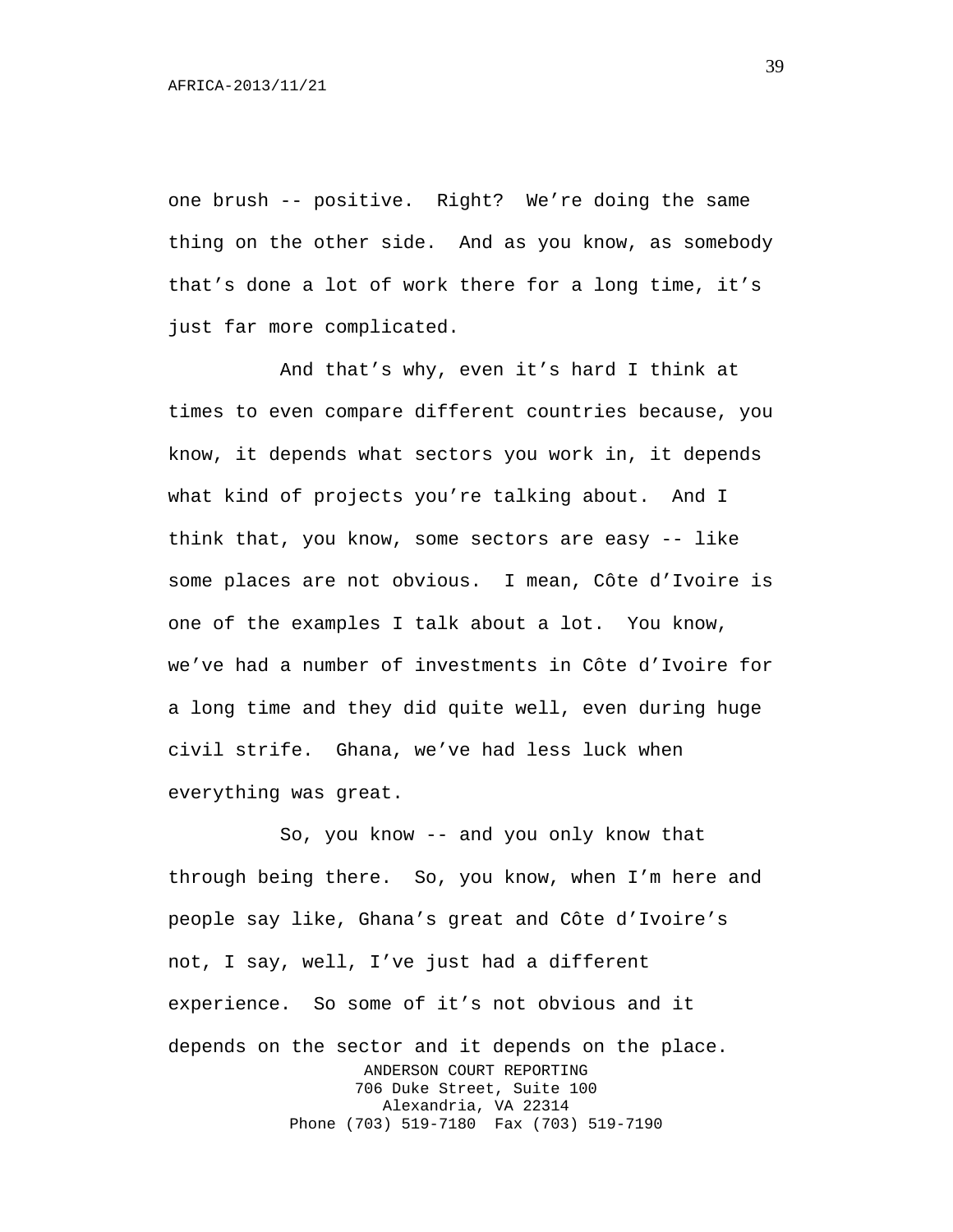one brush -- positive. Right? We're doing the same thing on the other side. And as you know, as somebody that's done a lot of work there for a long time, it's just far more complicated.

And that's why, even it's hard I think at times to even compare different countries because, you know, it depends what sectors you work in, it depends what kind of projects you're talking about. And I think that, you know, some sectors are easy -- like some places are not obvious. I mean, Côte d'Ivoire is one of the examples I talk about a lot. You know, we've had a number of investments in Côte d'Ivoire for a long time and they did quite well, even during huge civil strife. Ghana, we've had less luck when everything was great.

So, you know -- and you only know that through being there. So, you know, when I'm here and people say like, Ghana's great and Côte d'Ivoire's not, I say, well, I've just had a different experience. So some of it's not obvious and it depends on the sector and it depends on the place.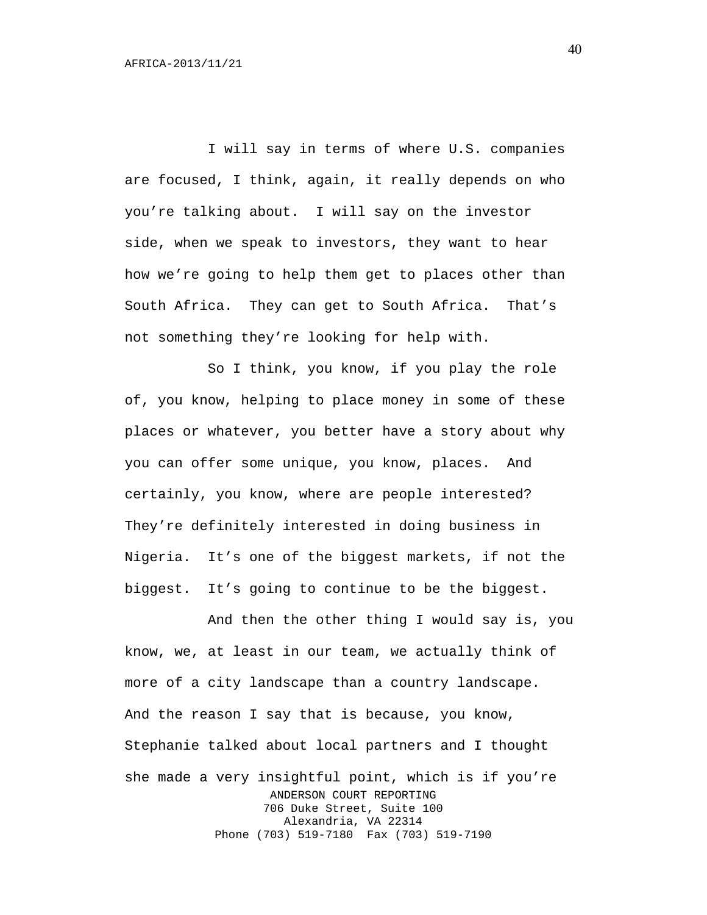I will say in terms of where U.S. companies are focused, I think, again, it really depends on who you're talking about. I will say on the investor side, when we speak to investors, they want to hear how we're going to help them get to places other than South Africa. They can get to South Africa. That's not something they're looking for help with.

So I think, you know, if you play the role of, you know, helping to place money in some of these places or whatever, you better have a story about why you can offer some unique, you know, places. And certainly, you know, where are people interested? They're definitely interested in doing business in Nigeria. It's one of the biggest markets, if not the biggest. It's going to continue to be the biggest.

And then the other thing I would say is, you know, we, at least in our team, we actually think of more of a city landscape than a country landscape. And the reason I say that is because, you know, Stephanie talked about local partners and I thought she made a very insightful point, which is if you're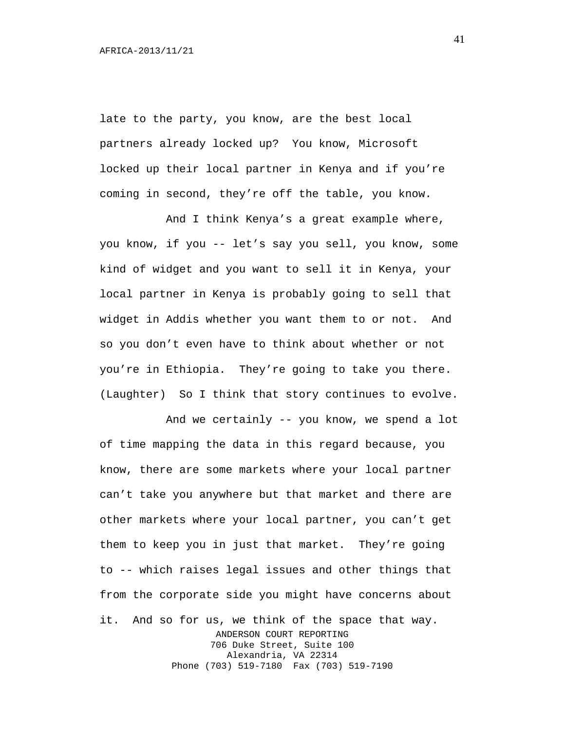late to the party, you know, are the best local partners already locked up? You know, Microsoft locked up their local partner in Kenya and if you're coming in second, they're off the table, you know.

And I think Kenya's a great example where, you know, if you -- let's say you sell, you know, some kind of widget and you want to sell it in Kenya, your local partner in Kenya is probably going to sell that widget in Addis whether you want them to or not. And so you don't even have to think about whether or not you're in Ethiopia. They're going to take you there. (Laughter) So I think that story continues to evolve.

And we certainly -- you know, we spend a lot of time mapping the data in this regard because, you know, there are some markets where your local partner can't take you anywhere but that market and there are other markets where your local partner, you can't get them to keep you in just that market. They're going to -- which raises legal issues and other things that from the corporate side you might have concerns about it. And so for us, we think of the space that way.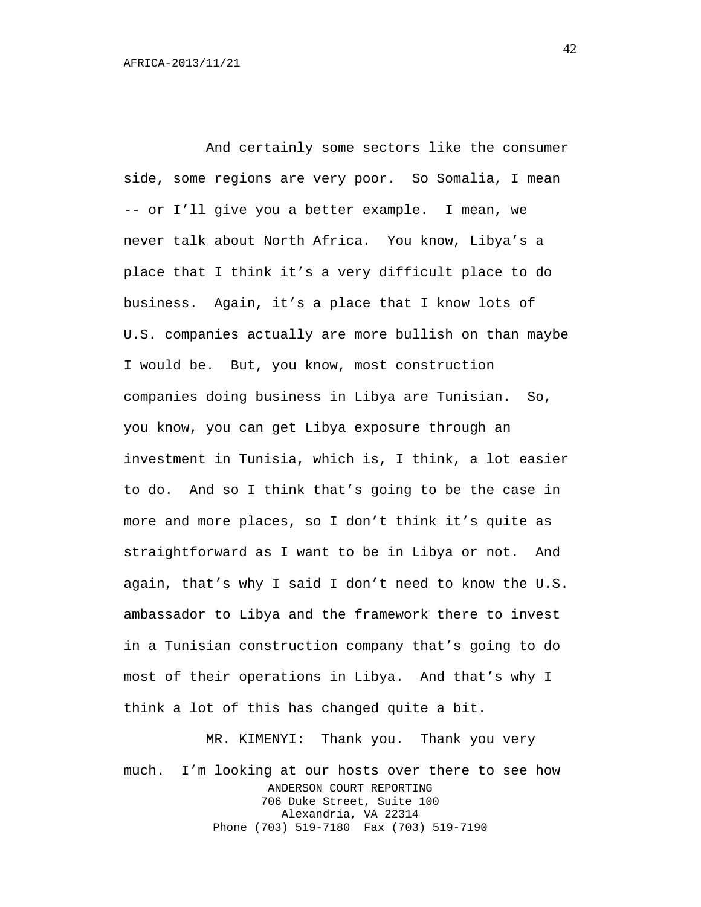And certainly some sectors like the consumer side, some regions are very poor. So Somalia, I mean -- or I'll give you a better example. I mean, we never talk about North Africa. You know, Libya's a place that I think it's a very difficult place to do business. Again, it's a place that I know lots of U.S. companies actually are more bullish on than maybe I would be. But, you know, most construction companies doing business in Libya are Tunisian. So, you know, you can get Libya exposure through an investment in Tunisia, which is, I think, a lot easier to do. And so I think that's going to be the case in more and more places, so I don't think it's quite as straightforward as I want to be in Libya or not. And again, that's why I said I don't need to know the U.S. ambassador to Libya and the framework there to invest in a Tunisian construction company that's going to do most of their operations in Libya. And that's why I think a lot of this has changed quite a bit.

MR. KIMENYI: Thank you. Thank you very much. I'm looking at our hosts over there to see how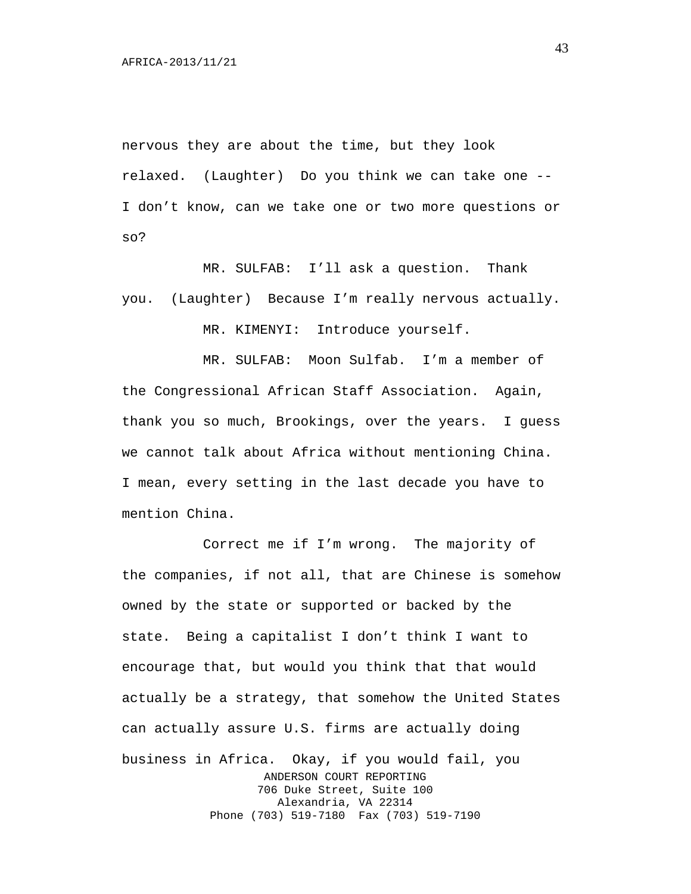nervous they are about the time, but they look relaxed. (Laughter) Do you think we can take one -- I don't know, can we take one or two more questions or so?

MR. SULFAB: I'll ask a question. Thank you. (Laughter) Because I'm really nervous actually.

MR. KIMENYI: Introduce yourself.

MR. SULFAB: Moon Sulfab. I'm a member of the Congressional African Staff Association. Again, thank you so much, Brookings, over the years. I guess we cannot talk about Africa without mentioning China. I mean, every setting in the last decade you have to mention China.

Correct me if I'm wrong. The majority of the companies, if not all, that are Chinese is somehow owned by the state or supported or backed by the state. Being a capitalist I don't think I want to encourage that, but would you think that that would actually be a strategy, that somehow the United States can actually assure U.S. firms are actually doing business in Africa. Okay, if you would fail, you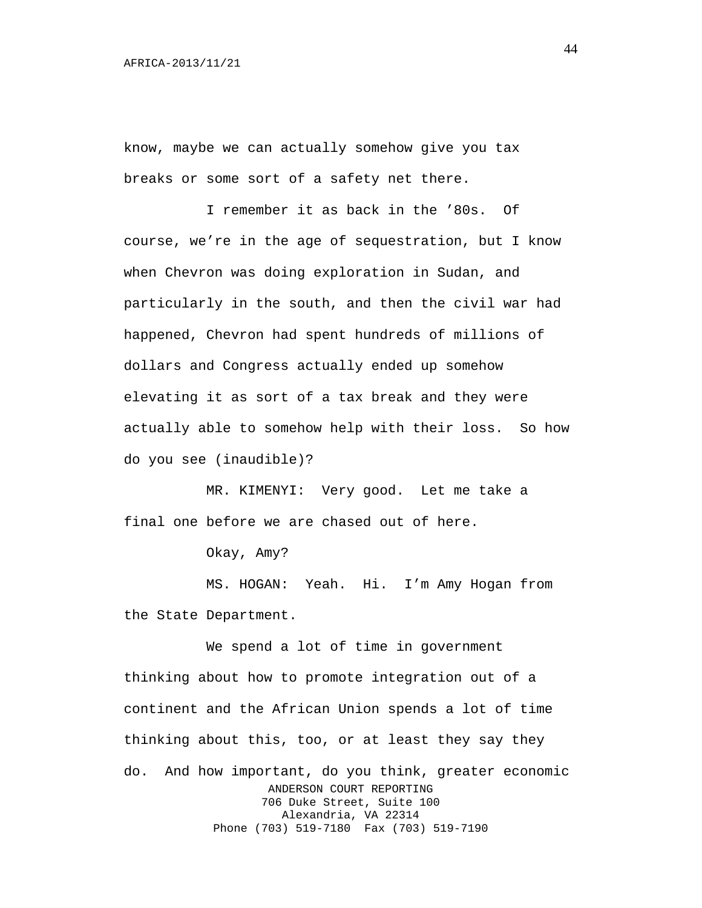know, maybe we can actually somehow give you tax breaks or some sort of a safety net there.

I remember it as back in the ’80s. Of course, we’re in the age of sequestration, but I know when Chevron was doing exploration in Sudan, and particularly in the south, and then the civil war had happened, Chevron had spent hundreds of millions of dollars and Congress actually ended up somehow elevating it as sort of a tax break and they were actually able to somehow help with their loss. So how do you see (inaudible)?

MR. KIMENYI: Very good. Let me take a final one before we are chased out of here.

Okay, Amy?

MS. HOGAN: Yeah. Hi. I’m Amy Hogan from the State Department.

We spend a lot of time in government thinking about how to promote integration out of a continent and the African Union spends a lot of time thinking about this, too, or at least they say they do. And how important, do you think, greater economic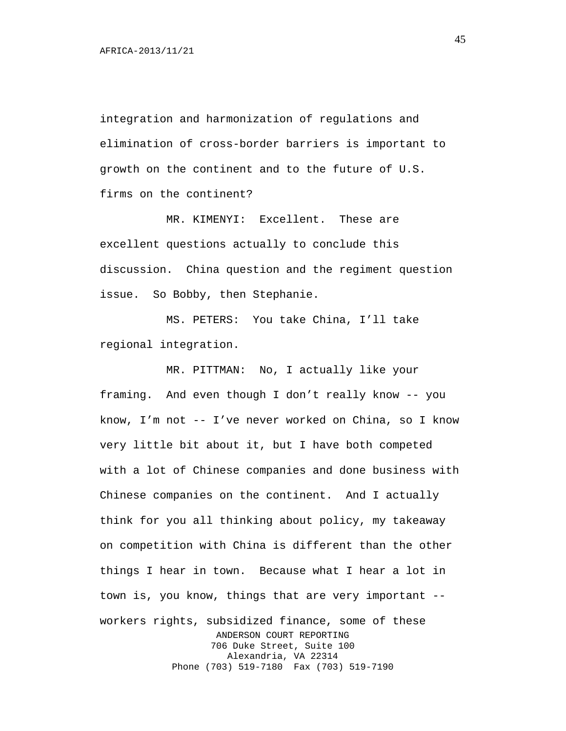integration and harmonization of regulations and elimination of cross-border barriers is important to growth on the continent and to the future of U.S. firms on the continent?

MR. KIMENYI: Excellent. These are excellent questions actually to conclude this discussion. China question and the regiment question issue. So Bobby, then Stephanie.

MS. PETERS: You take China, I'll take regional integration.

MR. PITTMAN: No, I actually like your framing. And even though I don't really know -- you know, I'm not -- I've never worked on China, so I know very little bit about it, but I have both competed with a lot of Chinese companies and done business with Chinese companies on the continent. And I actually think for you all thinking about policy, my takeaway on competition with China is different than the other things I hear in town. Because what I hear a lot in town is, you know, things that are very important -- workers rights, subsidized finance, some of these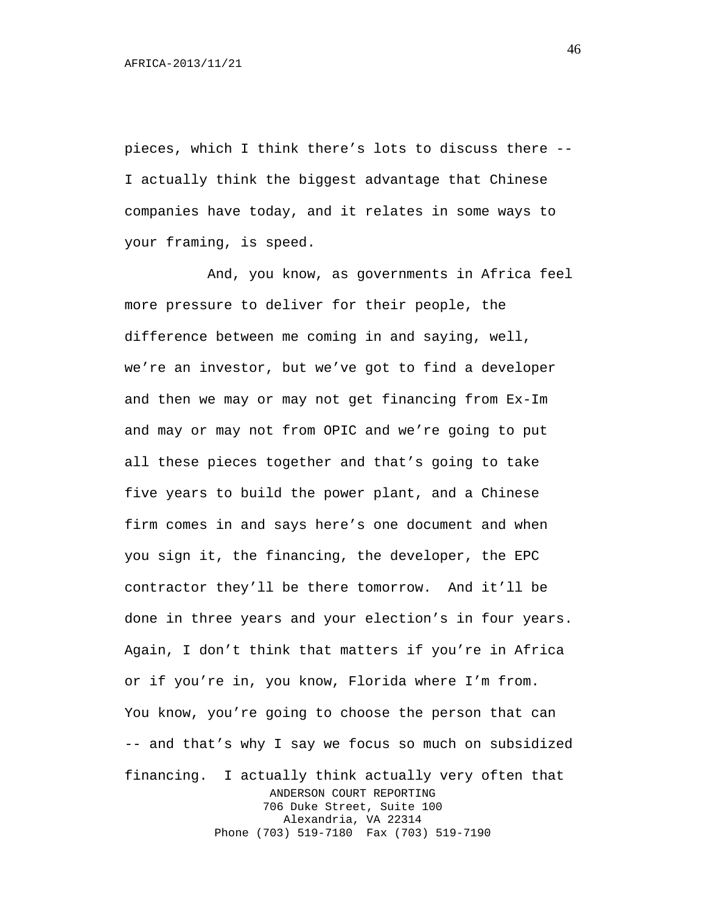pieces, which I think there's lots to discuss there -- I actually think the biggest advantage that Chinese companies have today, and it relates in some ways to your framing, is speed.

And, you know, as governments in Africa feel more pressure to deliver for their people, the difference between me coming in and saying, well, we're an investor, but we've got to find a developer and then we may or may not get financing from Ex-Im and may or may not from OPIC and we're going to put all these pieces together and that's going to take five years to build the power plant, and a Chinese firm comes in and says here's one document and when you sign it, the financing, the developer, the EPC contractor they'll be there tomorrow. And it'll be done in three years and your election's in four years. Again, I don't think that matters if you're in Africa or if you're in, you know, Florida where I'm from. You know, you're going to choose the person that can -- and that's why I say we focus so much on subsidized financing. I actually think actually very often that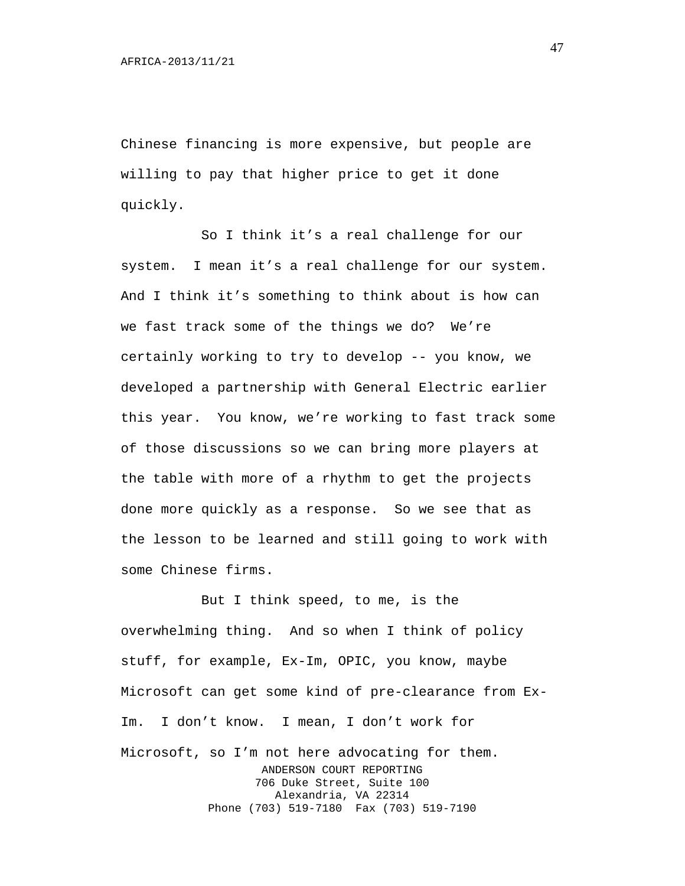Chinese financing is more expensive, but people are willing to pay that higher price to get it done quickly.

So I think it’s a real challenge for our system. I mean it’s a real challenge for our system. And I think it’s something to think about is how can we fast track some of the things we do? We’re certainly working to try to develop -- you know, we developed a partnership with General Electric earlier this year. You know, we’re working to fast track some of those discussions so we can bring more players at the table with more of a rhythm to get the projects done more quickly as a response. So we see that as the lesson to be learned and still going to work with some Chinese firms.

But I think speed, to me, is the overwhelming thing. And so when I think of policy stuff, for example, Ex-Im, OPIC, you know, maybe Microsoft can get some kind of pre-clearance from Ex-Im. I don’t know. I mean, I don’t work for Microsoft, so I’m not here advocating for them.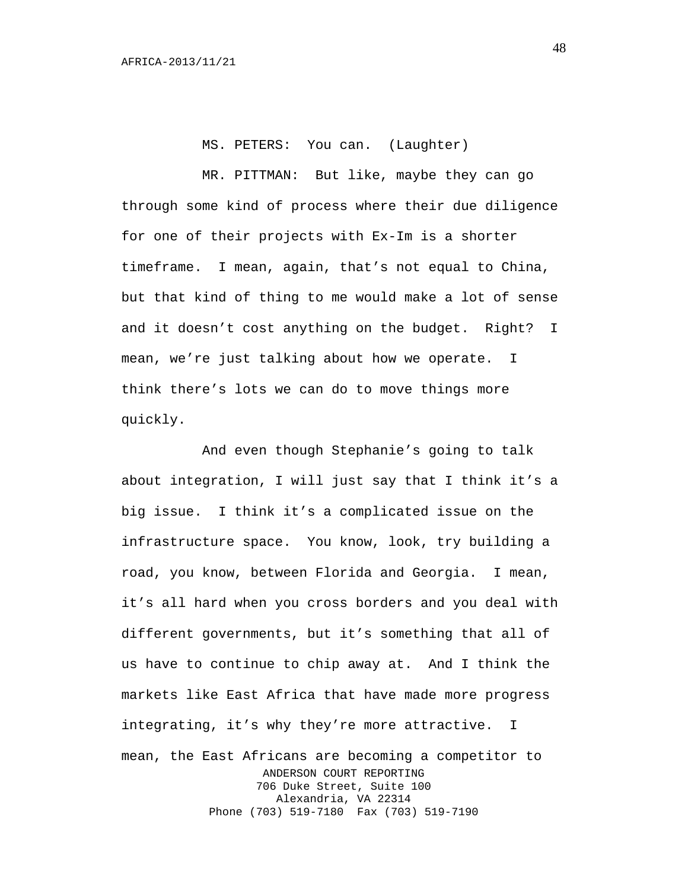MS. PETERS: You can. (Laughter)

MR. PITTMAN: But like, maybe they can go through some kind of process where their due diligence for one of their projects with Ex-Im is a shorter timeframe. I mean, again, that's not equal to China, but that kind of thing to me would make a lot of sense and it doesn't cost anything on the budget. Right? I mean, we're just talking about how we operate. I think there's lots we can do to move things more quickly.

And even though Stephanie's going to talk about integration, I will just say that I think it's a big issue. I think it's a complicated issue on the infrastructure space. You know, look, try building a road, you know, between Florida and Georgia. I mean, it's all hard when you cross borders and you deal with different governments, but it's something that all of us have to continue to chip away at. And I think the markets like East Africa that have made more progress integrating, it's why they're more attractive. I mean, the East Africans are becoming a competitor to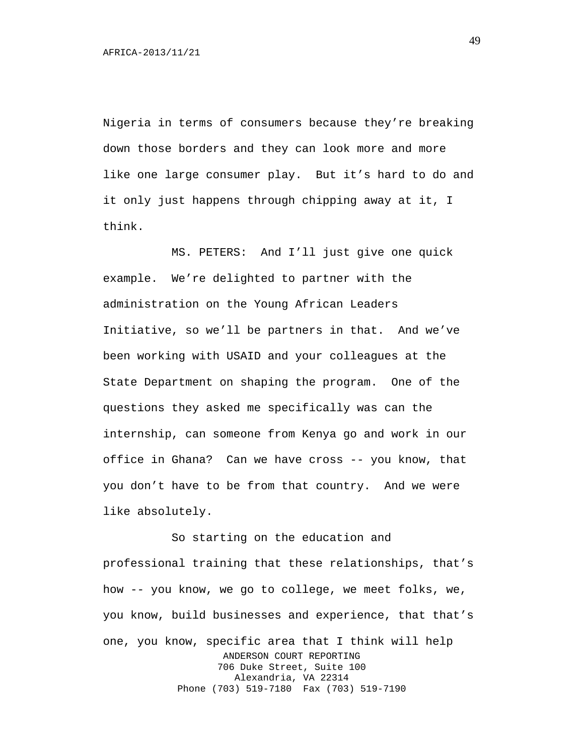Nigeria in terms of consumers because they're breaking down those borders and they can look more and more like one large consumer play. But it's hard to do and it only just happens through chipping away at it, I think.

MS. PETERS: And I'll just give one quick example. We're delighted to partner with the administration on the Young African Leaders Initiative, so we'll be partners in that. And we've been working with USAID and your colleagues at the State Department on shaping the program. One of the questions they asked me specifically was can the internship, can someone from Kenya go and work in our office in Ghana? Can we have cross -- you know, that you don't have to be from that country. And we were like absolutely.

So starting on the education and professional training that these relationships, that's how -- you know, we go to college, we meet folks, we, you know, build businesses and experience, that that's one, you know, specific area that I think will help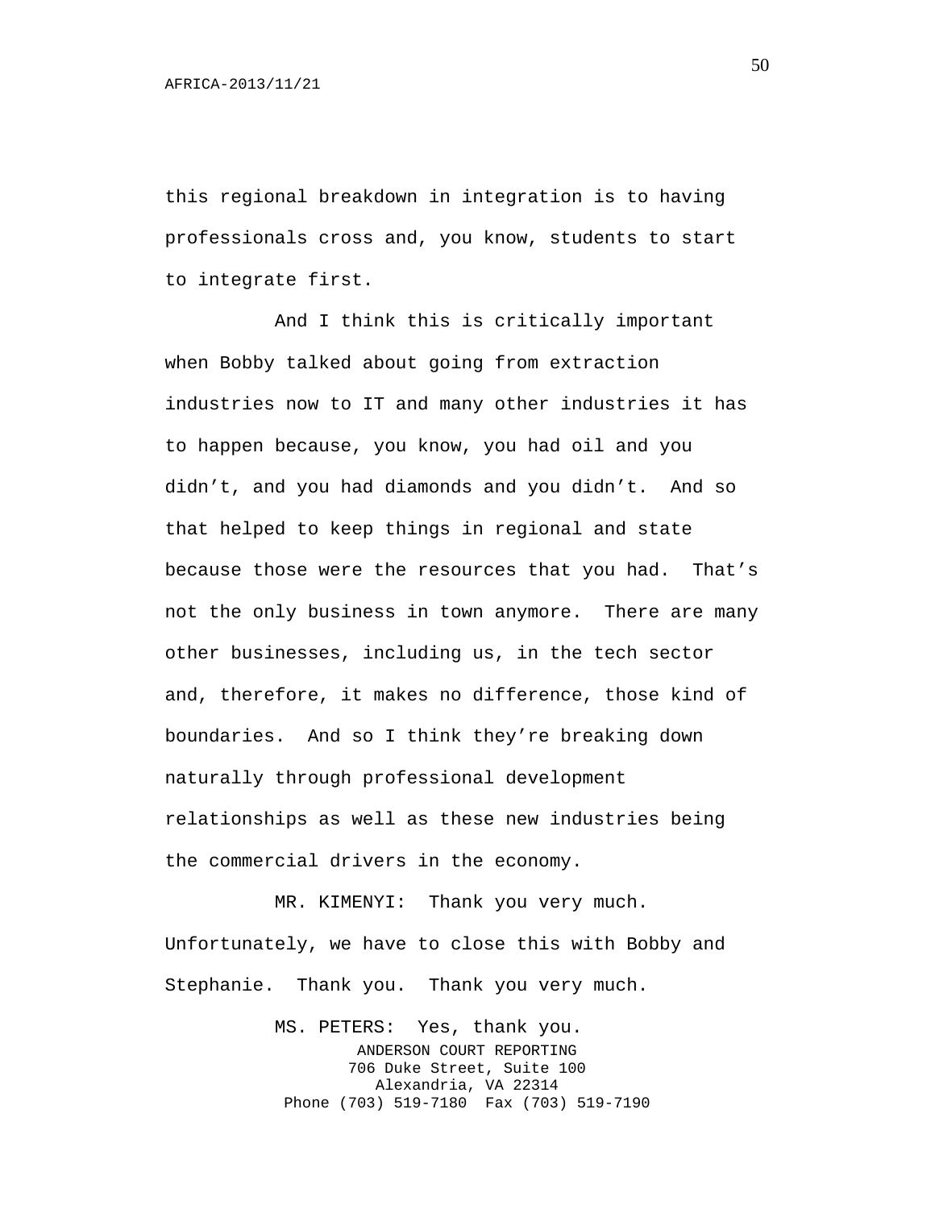this regional breakdown in integration is to having professionals cross and, you know, students to start to integrate first.

And I think this is critically important when Bobby talked about going from extraction industries now to IT and many other industries it has to happen because, you know, you had oil and you didn't, and you had diamonds and you didn't. And so that helped to keep things in regional and state because those were the resources that you had. That's not the only business in town anymore. There are many other businesses, including us, in the tech sector and, therefore, it makes no difference, those kind of boundaries. And so I think they're breaking down naturally through professional development relationships as well as these new industries being the commercial drivers in the economy.

MR. KIMENYI: Thank you very much. Unfortunately, we have to close this with Bobby and Stephanie. Thank you. Thank you very much.

MS. PETERS: Yes, thank you.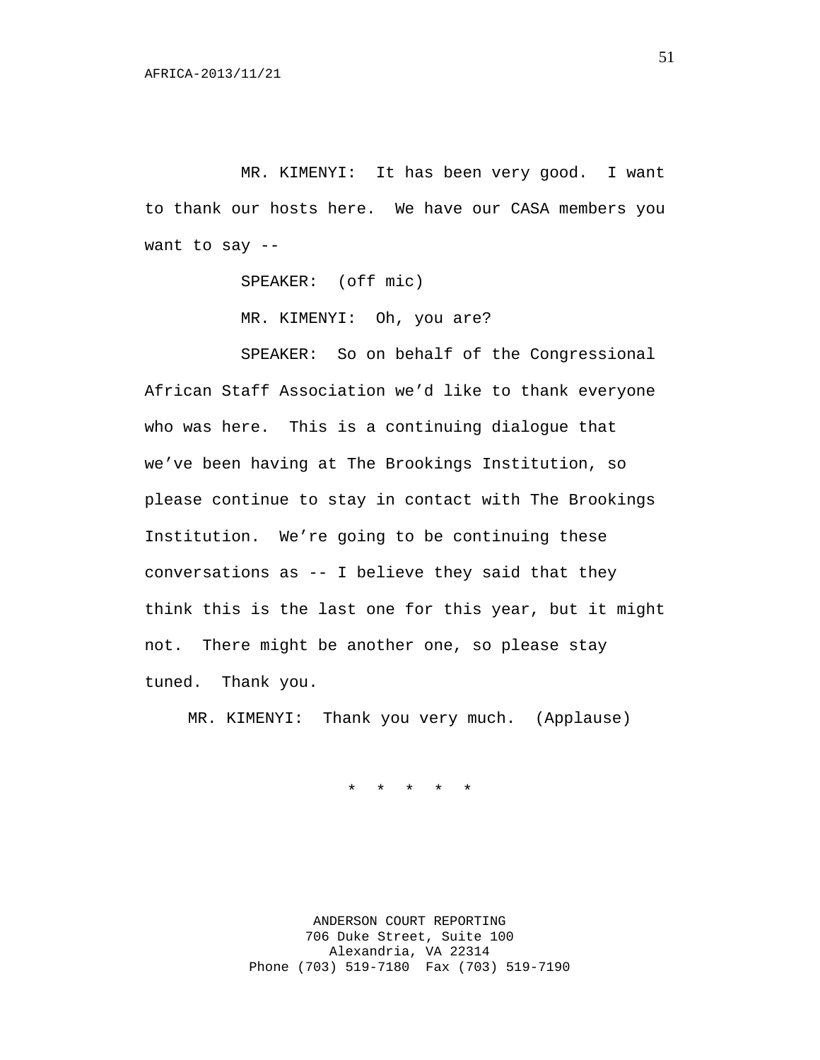MR. KIMENYI: It has been very good. I want to thank our hosts here. We have our CASA members you want to say --

SPEAKER: (off mic)

MR. KIMENYI: Oh, you are?

SPEAKER: So on behalf of the Congressional African Staff Association we'd like to thank everyone who was here. This is a continuing dialogue that we've been having at The Brookings Institution, so please continue to stay in contact with The Brookings Institution. We're going to be continuing these conversations as -- I believe they said that they think this is the last one for this year, but it might not. There might be another one, so please stay tuned. Thank you.

MR. KIMENYI: Thank you very much. (Applause)

* * * * *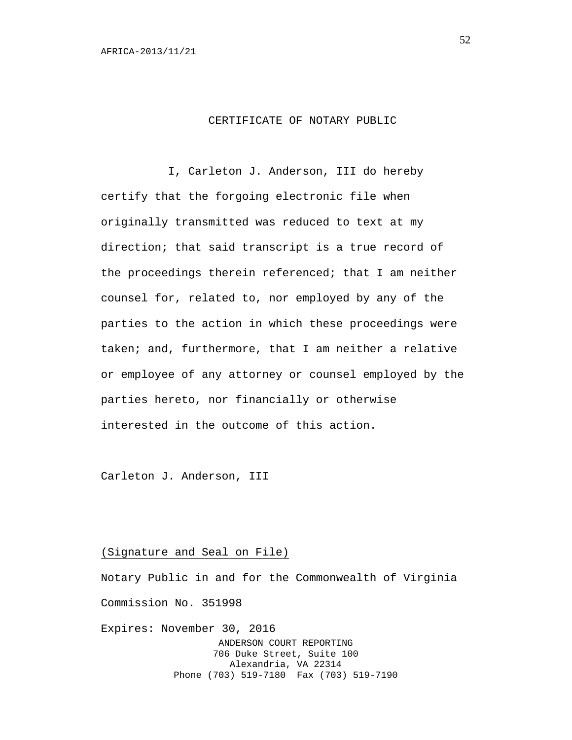CERTIFICATE OF NOTARY PUBLIC

I, Carleton J. Anderson, III do hereby certify that the forgoing electronic file when originally transmitted was reduced to text at my direction; that said transcript is a true record of the proceedings therein referenced; that I am neither counsel for, related to, nor employed by any of the parties to the action in which these proceedings were taken; and, furthermore, that I am neither a relative or employee of any attorney or counsel employed by the parties hereto, nor financially or otherwise interested in the outcome of this action.

Carleton J. Anderson, III

(Signature and Seal on File)

Notary Public in and for the Commonwealth of Virginia

Commission No. 351998

Expires: November 30, 2016